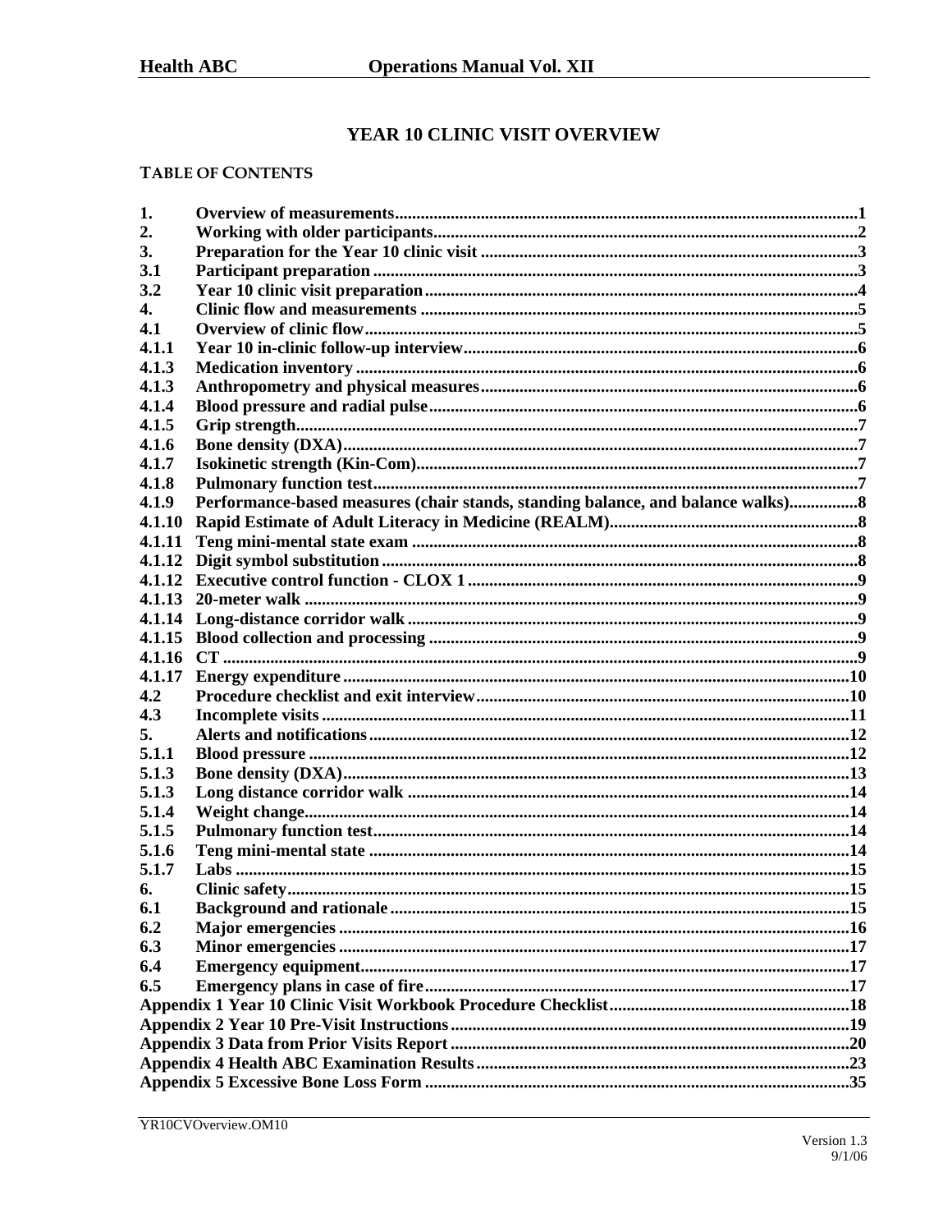# YEAR 10 CLINIC VISIT OVERVIEW

## TABLE OF CONTENTS

| | | |
|---|---|---|
| 1. | Overview of measurements | 1 |
| 2. | Working with older participants | 2 |
| 3. | Preparation for the Year 10 clinic visit | 3 |
| 3.1 | Participant preparation | 3 |
| 3.2 | Year 10 clinic visit preparation | 4 |
| 4. | Clinic flow and measurements | 5 |
| 4.1 | Overview of clinic flow | 5 |
| 4.1.1 | Year 10 in-clinic follow-up interview | 6 |
| 4.1.3 | Medication inventory | 6 |
| 4.1.3 | Anthropometry and physical measures | 6 |
| 4.1.4 | Blood pressure and radial pulse | 6 |
| 4.1.5 | Grip strength | 7 |
| 4.1.6 | Bone density (DXA) | 7 |
| 4.1.7 | Isokinetic strength (Kin-Com) | 7 |
| 4.1.8 | Pulmonary function test | 7 |
| 4.1.9 | Performance-based measures (chair stands, standing balance, and balance walks) | 8 |
| 4.1.10 | Rapid Estimate of Adult Literacy in Medicine (REALM) | 8 |
| 4.1.11 | Teng mini-mental state exam | 8 |
| 4.1.12 | Digit symbol substitution | 8 |
| 4.1.12 | Executive control function - CLOX 1 | 9 |
| 4.1.13 | 20-meter walk | 9 |
| 4.1.14 | Long-distance corridor walk | 9 |
| 4.1.15 | Blood collection and processing | 9 |
| 4.1.16 | CT | 9 |
| 4.1.17 | Energy expenditure | 10 |
| 4.2 | Procedure checklist and exit interview | 10 |
| 4.3 | Incomplete visits | 11 |
| 5. | Alerts and notifications | 12 |
| 5.1.1 | Blood pressure | 12 |
| 5.1.3 | Bone density (DXA) | 13 |
| 5.1.3 | Long distance corridor walk | 14 |
| 5.1.4 | Weight change | 14 |
| 5.1.5 | Pulmonary function test | 14 |
| 5.1.6 | Teng mini-mental state | 14 |
| 5.1.7 | Labs | 15 |
| 6. | Clinic safety | 15 |
| 6.1 | Background and rationale | 15 |
| 6.2 | Major emergencies | 16 |
| 6.3 | Minor emergencies | 17 |
| 6.4 | Emergency equipment | 17 |
| 6.5 | Emergency plans in case of fire | 17 |
| Appendix 1 | Year 10 Clinic Visit Workbook Procedure Checklist | 18 |
| Appendix 2 | Year 10 Pre-Visit Instructions | 19 |
| Appendix 3 | Data from Prior Visits Report | 20 |
| Appendix 4 | Health ABC Examination Results | 23 |
| Appendix 5 | Excessive Bone Loss Form | 35 |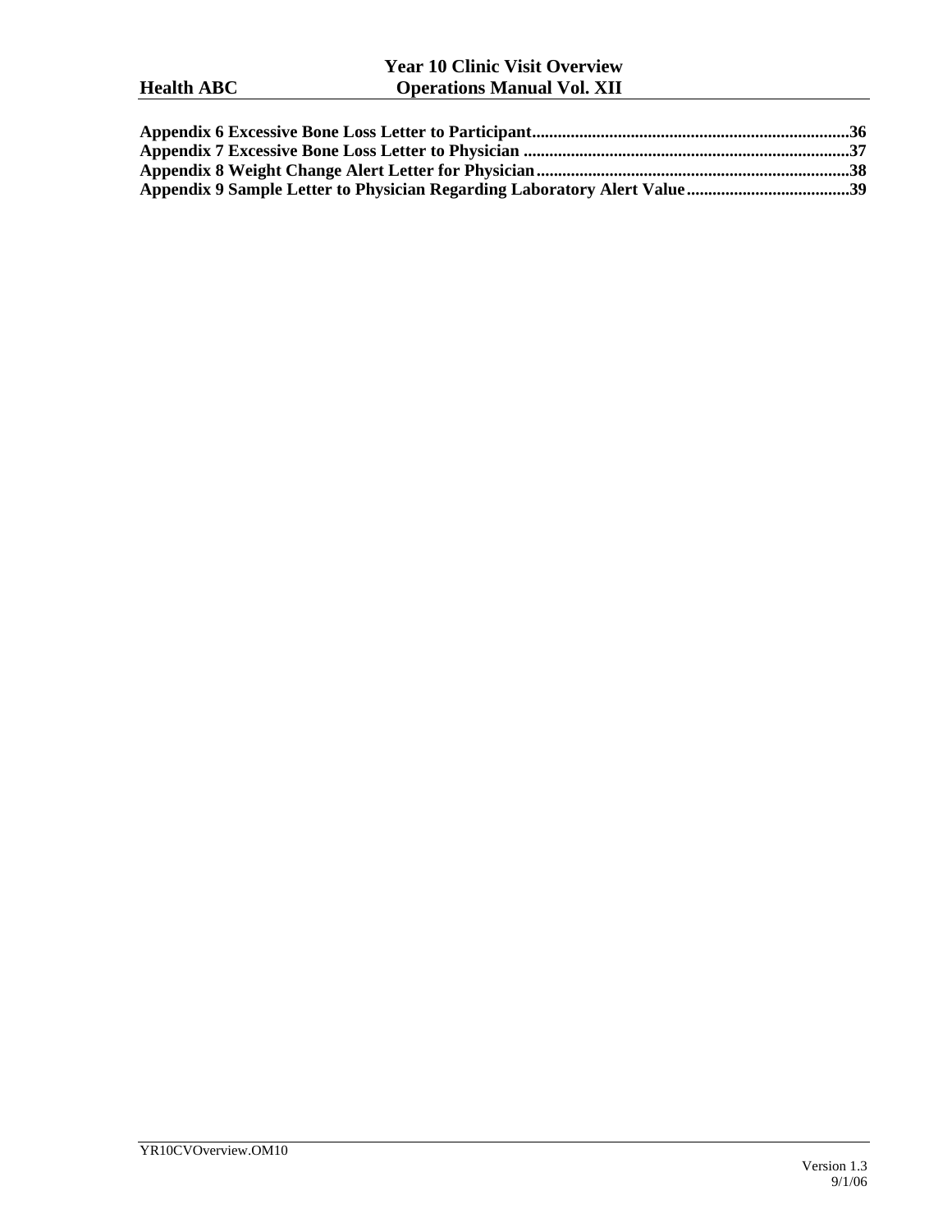**Appendix 6 Excessive Bone Loss Letter to Participant..........................................................................36**
**Appendix 7 Excessive Bone Loss Letter to Physician ...........................................................................37**
**Appendix 8 Weight Change Alert Letter for Physician........................................................................38**
**Appendix 9 Sample Letter to Physician Regarding Laboratory Alert Value......................................39**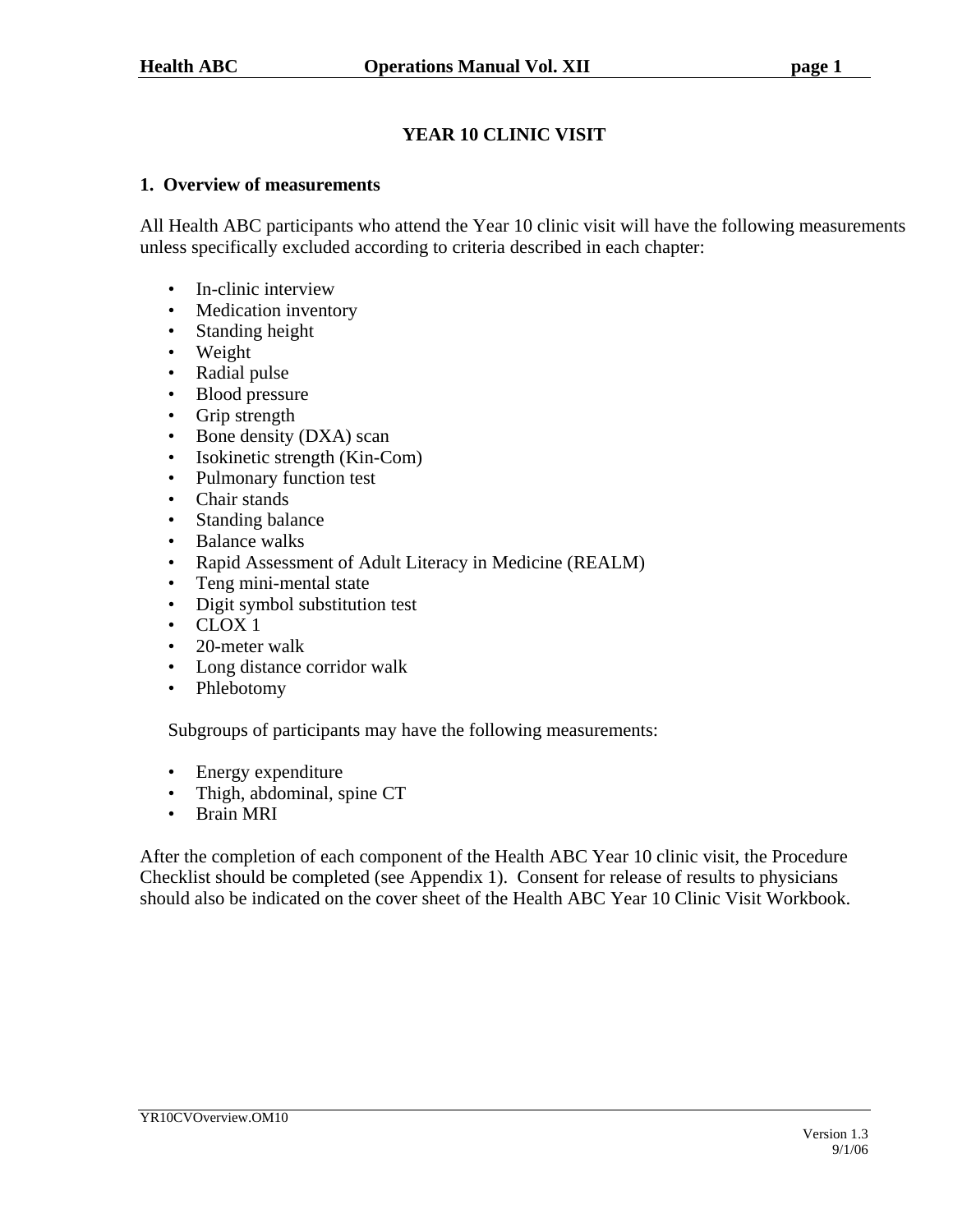# YEAR 10 CLINIC VISIT

## 1. Overview of measurements

All Health ABC participants who attend the Year 10 clinic visit will have the following measurements unless specifically excluded according to criteria described in each chapter:

- In-clinic interview
- Medication inventory
- Standing height
- Weight
- Radial pulse
- Blood pressure
- Grip strength
- Bone density (DXA) scan
- Isokinetic strength (Kin-Com)
- Pulmonary function test
- Chair stands
- Standing balance
- Balance walks
- Rapid Assessment of Adult Literacy in Medicine (REALM)
- Teng mini-mental state
- Digit symbol substitution test
- CLOX 1
- 20-meter walk
- Long distance corridor walk
- Phlebotomy

Subgroups of participants may have the following measurements:

- Energy expenditure
- Thigh, abdominal, spine CT
- Brain MRI

After the completion of each component of the Health ABC Year 10 clinic visit, the Procedure Checklist should be completed (see Appendix 1). Consent for release of results to physicians should also be indicated on the cover sheet of the Health ABC Year 10 Clinic Visit Workbook.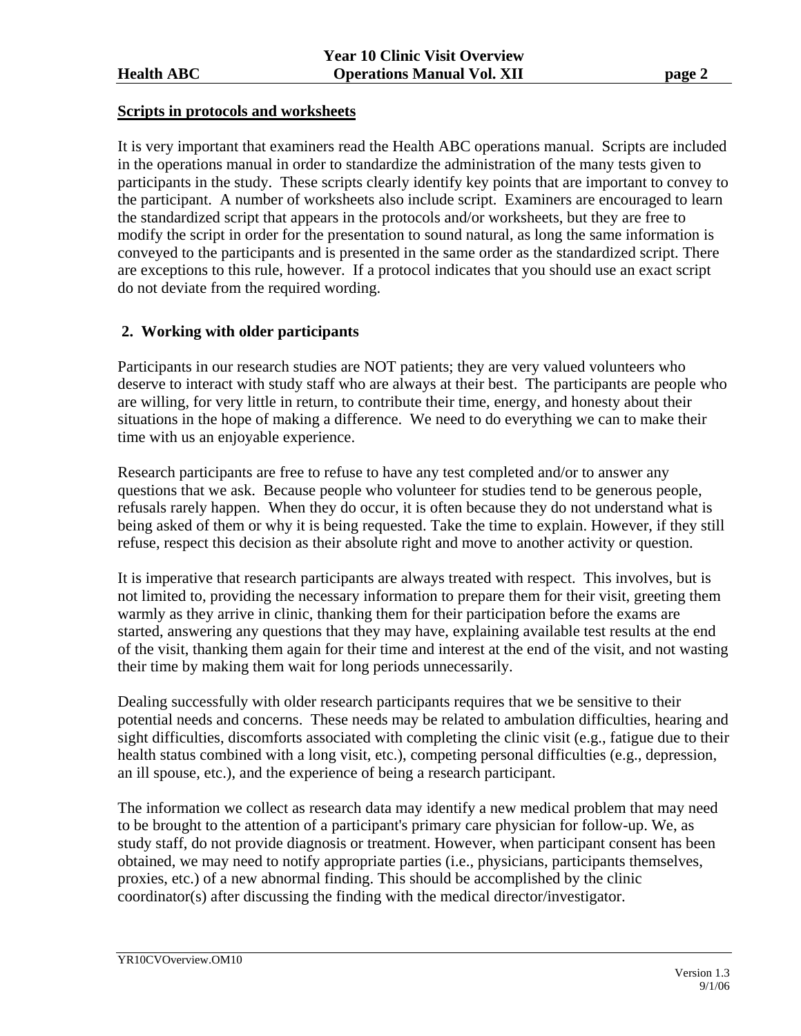**Scripts in protocols and worksheets**

It is very important that examiners read the Health ABC operations manual. Scripts are included in the operations manual in order to standardize the administration of the many tests given to participants in the study. These scripts clearly identify key points that are important to convey to the participant. A number of worksheets also include script. Examiners are encouraged to learn the standardized script that appears in the protocols and/or worksheets, but they are free to modify the script in order for the presentation to sound natural, as long the same information is conveyed to the participants and is presented in the same order as the standardized script. There are exceptions to this rule, however. If a protocol indicates that you should use an exact script do not deviate from the required wording.

## 2. Working with older participants

Participants in our research studies are NOT patients; they are very valued volunteers who deserve to interact with study staff who are always at their best. The participants are people who are willing, for very little in return, to contribute their time, energy, and honesty about their situations in the hope of making a difference. We need to do everything we can to make their time with us an enjoyable experience.

Research participants are free to refuse to have any test completed and/or to answer any questions that we ask. Because people who volunteer for studies tend to be generous people, refusals rarely happen. When they do occur, it is often because they do not understand what is being asked of them or why it is being requested. Take the time to explain. However, if they still refuse, respect this decision as their absolute right and move to another activity or question.

It is imperative that research participants are always treated with respect. This involves, but is not limited to, providing the necessary information to prepare them for their visit, greeting them warmly as they arrive in clinic, thanking them for their participation before the exams are started, answering any questions that they may have, explaining available test results at the end of the visit, thanking them again for their time and interest at the end of the visit, and not wasting their time by making them wait for long periods unnecessarily.

Dealing successfully with older research participants requires that we be sensitive to their potential needs and concerns. These needs may be related to ambulation difficulties, hearing and sight difficulties, discomforts associated with completing the clinic visit (e.g., fatigue due to their health status combined with a long visit, etc.), competing personal difficulties (e.g., depression, an ill spouse, etc.), and the experience of being a research participant.

The information we collect as research data may identify a new medical problem that may need to be brought to the attention of a participant's primary care physician for follow-up. We, as study staff, do not provide diagnosis or treatment. However, when participant consent has been obtained, we may need to notify appropriate parties (i.e., physicians, participants themselves, proxies, etc.) of a new abnormal finding. This should be accomplished by the clinic coordinator(s) after discussing the finding with the medical director/investigator.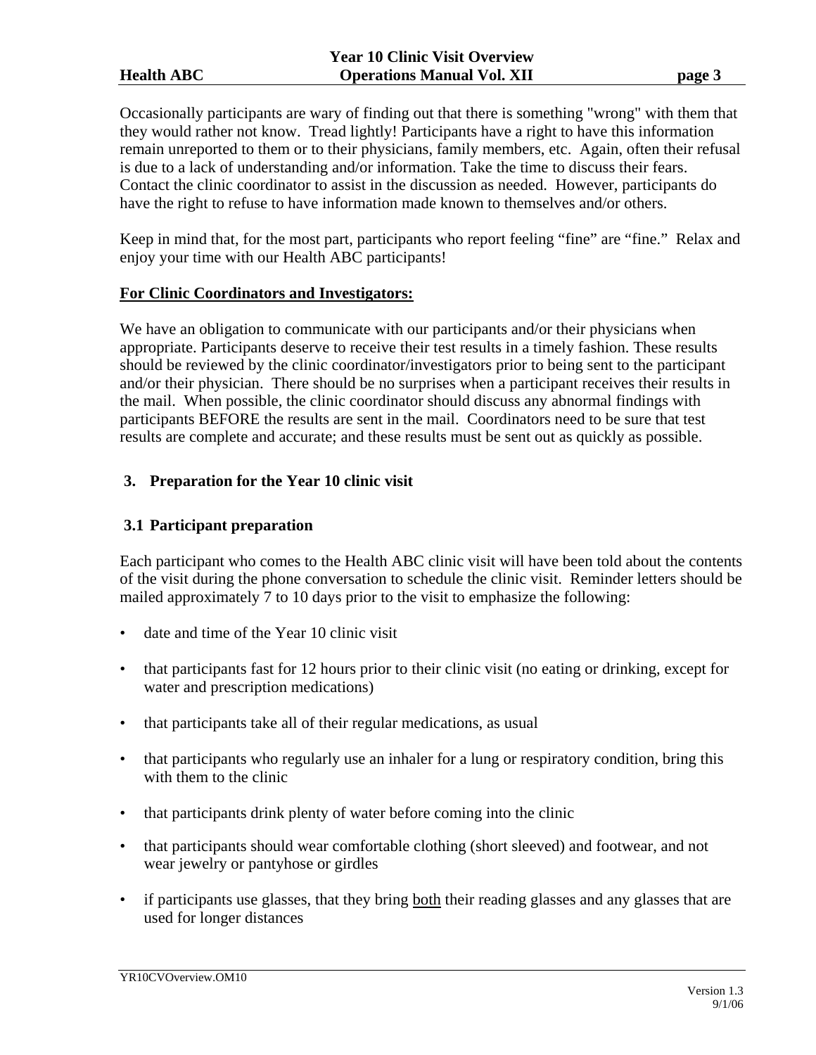Occasionally participants are wary of finding out that there is something "wrong" with them that they would rather not know. Tread lightly! Participants have a right to have this information remain unreported to them or to their physicians, family members, etc. Again, often their refusal is due to a lack of understanding and/or information. Take the time to discuss their fears. Contact the clinic coordinator to assist in the discussion as needed. However, participants do have the right to refuse to have information made known to themselves and/or others.

Keep in mind that, for the most part, participants who report feeling "fine" are "fine." Relax and enjoy your time with our Health ABC participants!

**For Clinic Coordinators and Investigators:**

We have an obligation to communicate with our participants and/or their physicians when appropriate. Participants deserve to receive their test results in a timely fashion. These results should be reviewed by the clinic coordinator/investigators prior to being sent to the participant and/or their physician. There should be no surprises when a participant receives their results in the mail. When possible, the clinic coordinator should discuss any abnormal findings with participants BEFORE the results are sent in the mail. Coordinators need to be sure that test results are complete and accurate; and these results must be sent out as quickly as possible.

## 3. Preparation for the Year 10 clinic visit

### 3.1 Participant preparation

Each participant who comes to the Health ABC clinic visit will have been told about the contents of the visit during the phone conversation to schedule the clinic visit. Reminder letters should be mailed approximately 7 to 10 days prior to the visit to emphasize the following:

- date and time of the Year 10 clinic visit
- that participants fast for 12 hours prior to their clinic visit (no eating or drinking, except for water and prescription medications)
- that participants take all of their regular medications, as usual
- that participants who regularly use an inhaler for a lung or respiratory condition, bring this with them to the clinic
- that participants drink plenty of water before coming into the clinic
- that participants should wear comfortable clothing (short sleeved) and footwear, and not wear jewelry or pantyhose or girdles
- if participants use glasses, that they bring both their reading glasses and any glasses that are used for longer distances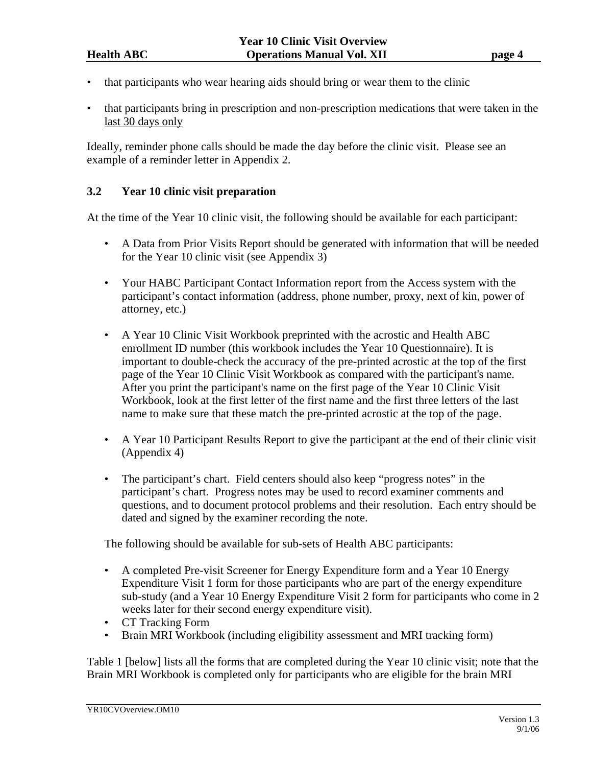- that participants who wear hearing aids should bring or wear them to the clinic
- that participants bring in prescription and non-prescription medications that were taken in the last 30 days only

Ideally, reminder phone calls should be made the day before the clinic visit. Please see an example of a reminder letter in Appendix 2.

### 3.2 Year 10 clinic visit preparation

At the time of the Year 10 clinic visit, the following should be available for each participant:

- A Data from Prior Visits Report should be generated with information that will be needed for the Year 10 clinic visit (see Appendix 3)
- Your HABC Participant Contact Information report from the Access system with the participant's contact information (address, phone number, proxy, next of kin, power of attorney, etc.)
- A Year 10 Clinic Visit Workbook preprinted with the acrostic and Health ABC enrollment ID number (this workbook includes the Year 10 Questionnaire). It is important to double-check the accuracy of the pre-printed acrostic at the top of the first page of the Year 10 Clinic Visit Workbook as compared with the participant's name. After you print the participant's name on the first page of the Year 10 Clinic Visit Workbook, look at the first letter of the first name and the first three letters of the last name to make sure that these match the pre-printed acrostic at the top of the page.
- A Year 10 Participant Results Report to give the participant at the end of their clinic visit (Appendix 4)
- The participant's chart. Field centers should also keep "progress notes" in the participant's chart. Progress notes may be used to record examiner comments and questions, and to document protocol problems and their resolution. Each entry should be dated and signed by the examiner recording the note.

The following should be available for sub-sets of Health ABC participants:

- A completed Pre-visit Screener for Energy Expenditure form and a Year 10 Energy Expenditure Visit 1 form for those participants who are part of the energy expenditure sub-study (and a Year 10 Energy Expenditure Visit 2 form for participants who come in 2 weeks later for their second energy expenditure visit).
- CT Tracking Form
- Brain MRI Workbook (including eligibility assessment and MRI tracking form)

Table 1 [below] lists all the forms that are completed during the Year 10 clinic visit; note that the Brain MRI Workbook is completed only for participants who are eligible for the brain MRI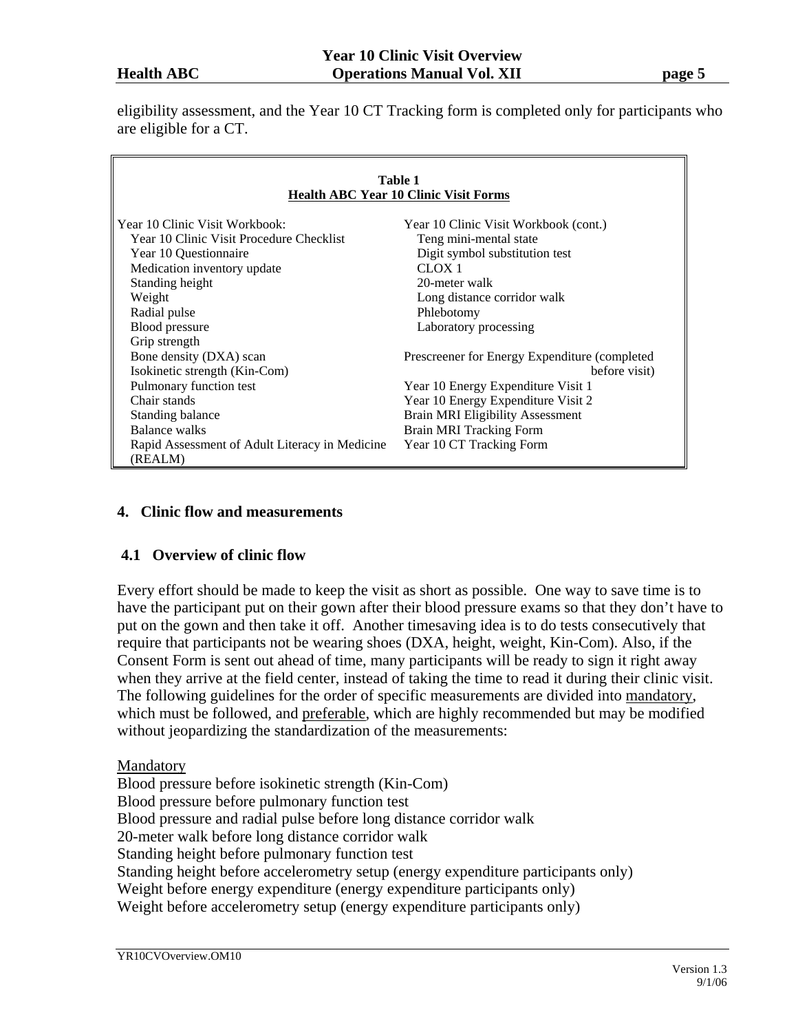eligibility assessment, and the Year 10 CT Tracking form is completed only for participants who are eligible for a CT.

**Table 1**
**Health ABC Year 10 Clinic Visit Forms**

| | |
|---|---|
| Year 10 Clinic Visit Workbook: | Year 10 Clinic Visit Workbook (cont.) |
| Year 10 Clinic Visit Procedure Checklist | Teng mini-mental state |
| Year 10 Questionnaire | Digit symbol substitution test |
| Medication inventory update | CLOX 1 |
| Standing height | 20-meter walk |
| Weight | Long distance corridor walk |
| Radial pulse | Phlebotomy |
| Blood pressure | Laboratory processing |
| Grip strength | |
| Bone density (DXA) scan | Prescreener for Energy Expenditure (completed before visit) |
| Isokinetic strength (Kin-Com) | |
| Pulmonary function test | Year 10 Energy Expenditure Visit 1 |
| Chair stands | Year 10 Energy Expenditure Visit 2 |
| Standing balance | Brain MRI Eligibility Assessment |
| Balance walks | Brain MRI Tracking Form |
| Rapid Assessment of Adult Literacy in Medicine (REALM) | Year 10 CT Tracking Form |

## 4. Clinic flow and measurements

### 4.1 Overview of clinic flow

Every effort should be made to keep the visit as short as possible. One way to save time is to have the participant put on their gown after their blood pressure exams so that they don't have to put on the gown and then take it off. Another timesaving idea is to do tests consecutively that require that participants not be wearing shoes (DXA, height, weight, Kin-Com). Also, if the Consent Form is sent out ahead of time, many participants will be ready to sign it right away when they arrive at the field center, instead of taking the time to read it during their clinic visit. The following guidelines for the order of specific measurements are divided into mandatory, which must be followed, and preferable, which are highly recommended but may be modified without jeopardizing the standardization of the measurements:

Mandatory

Blood pressure before isokinetic strength (Kin-Com)
Blood pressure before pulmonary function test
Blood pressure and radial pulse before long distance corridor walk
20-meter walk before long distance corridor walk
Standing height before pulmonary function test
Standing height before accelerometry setup (energy expenditure participants only)
Weight before energy expenditure (energy expenditure participants only)
Weight before accelerometry setup (energy expenditure participants only)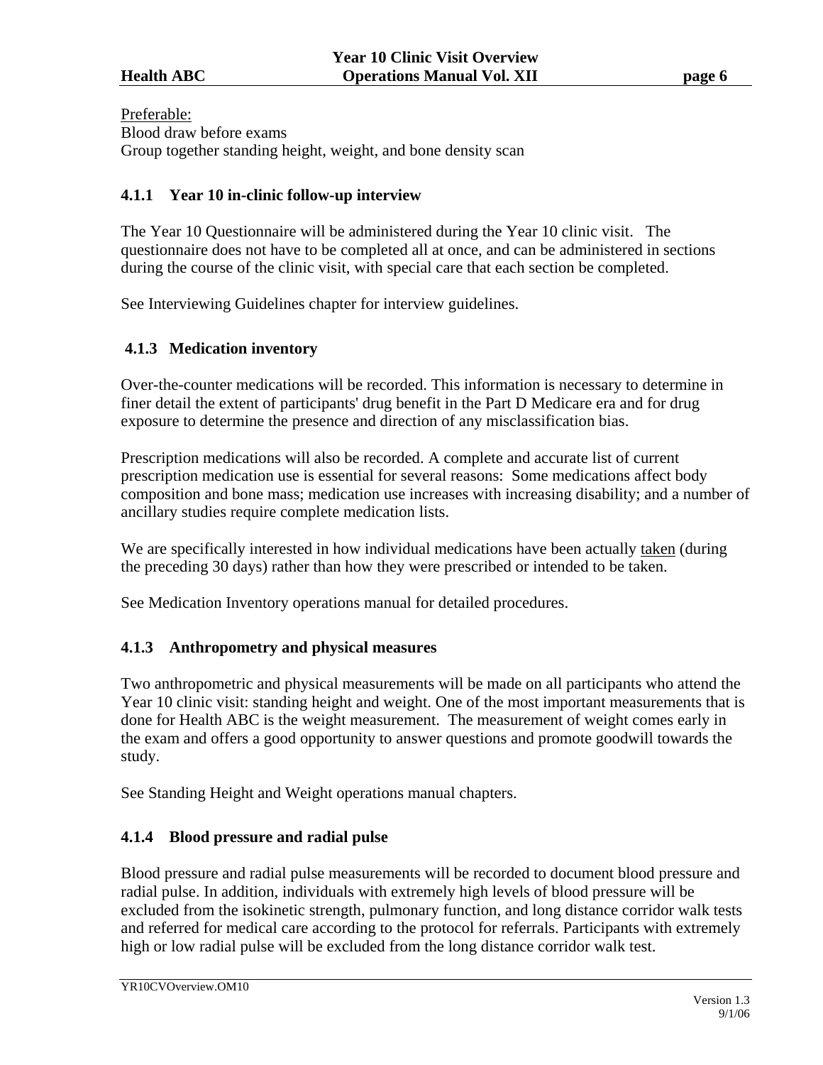Preferable:
Blood draw before exams
Group together standing height, weight, and bone density scan

### 4.1.1 Year 10 in-clinic follow-up interview

The Year 10 Questionnaire will be administered during the Year 10 clinic visit. The questionnaire does not have to be completed all at once, and can be administered in sections during the course of the clinic visit, with special care that each section be completed.

See Interviewing Guidelines chapter for interview guidelines.

### 4.1.3 Medication inventory

Over-the-counter medications will be recorded. This information is necessary to determine in finer detail the extent of participants' drug benefit in the Part D Medicare era and for drug exposure to determine the presence and direction of any misclassification bias.

Prescription medications will also be recorded. A complete and accurate list of current prescription medication use is essential for several reasons: Some medications affect body composition and bone mass; medication use increases with increasing disability; and a number of ancillary studies require complete medication lists.

We are specifically interested in how individual medications have been actually taken (during the preceding 30 days) rather than how they were prescribed or intended to be taken.

See Medication Inventory operations manual for detailed procedures.

### 4.1.3 Anthropometry and physical measures

Two anthropometric and physical measurements will be made on all participants who attend the Year 10 clinic visit: standing height and weight. One of the most important measurements that is done for Health ABC is the weight measurement. The measurement of weight comes early in the exam and offers a good opportunity to answer questions and promote goodwill towards the study.

See Standing Height and Weight operations manual chapters.

### 4.1.4 Blood pressure and radial pulse

Blood pressure and radial pulse measurements will be recorded to document blood pressure and radial pulse. In addition, individuals with extremely high levels of blood pressure will be excluded from the isokinetic strength, pulmonary function, and long distance corridor walk tests and referred for medical care according to the protocol for referrals. Participants with extremely high or low radial pulse will be excluded from the long distance corridor walk test.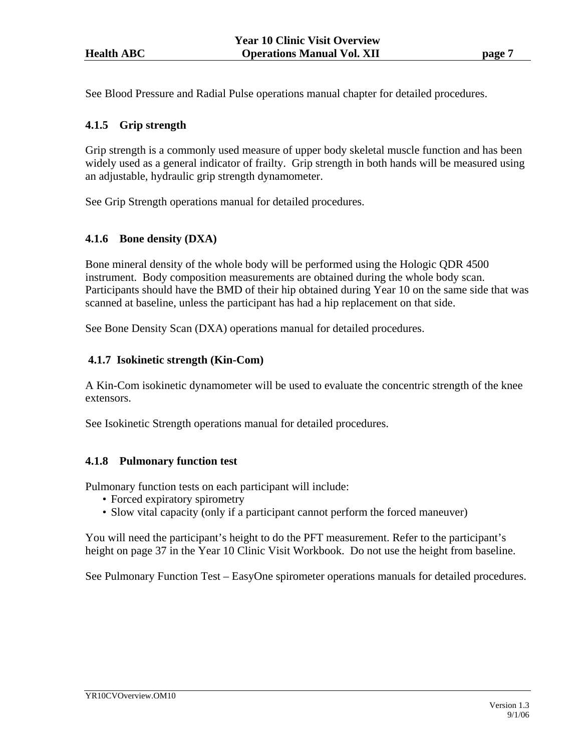See Blood Pressure and Radial Pulse operations manual chapter for detailed procedures.

### 4.1.5 Grip strength

Grip strength is a commonly used measure of upper body skeletal muscle function and has been widely used as a general indicator of frailty. Grip strength in both hands will be measured using an adjustable, hydraulic grip strength dynamometer.

See Grip Strength operations manual for detailed procedures.

### 4.1.6 Bone density (DXA)

Bone mineral density of the whole body will be performed using the Hologic QDR 4500 instrument. Body composition measurements are obtained during the whole body scan. Participants should have the BMD of their hip obtained during Year 10 on the same side that was scanned at baseline, unless the participant has had a hip replacement on that side.

See Bone Density Scan (DXA) operations manual for detailed procedures.

### 4.1.7 Isokinetic strength (Kin-Com)

A Kin-Com isokinetic dynamometer will be used to evaluate the concentric strength of the knee extensors.

See Isokinetic Strength operations manual for detailed procedures.

### 4.1.8 Pulmonary function test

Pulmonary function tests on each participant will include:

- Forced expiratory spirometry
- Slow vital capacity (only if a participant cannot perform the forced maneuver)

You will need the participant's height to do the PFT measurement. Refer to the participant's height on page 37 in the Year 10 Clinic Visit Workbook. Do not use the height from baseline.

See Pulmonary Function Test – EasyOne spirometer operations manuals for detailed procedures.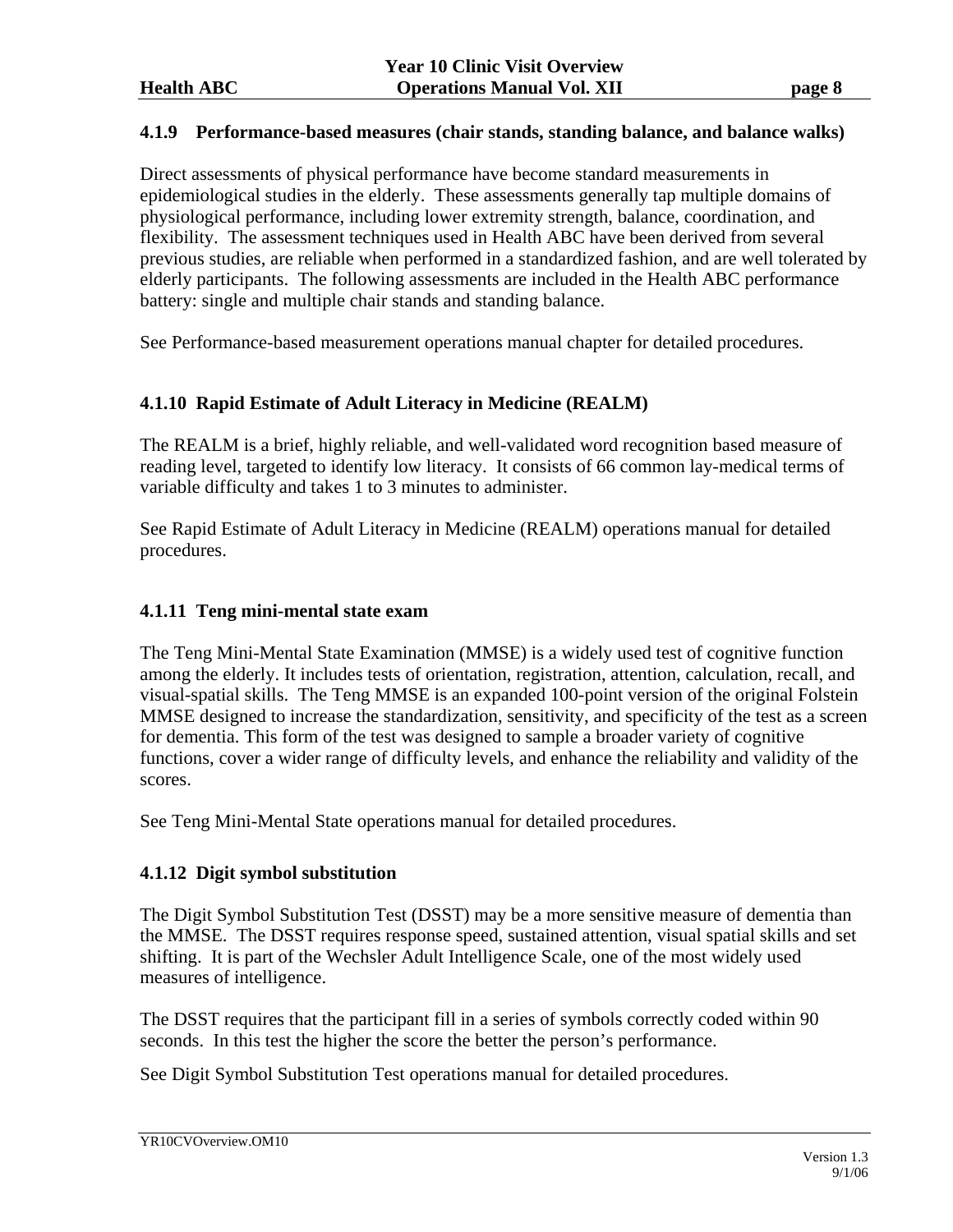### 4.1.9 Performance-based measures (chair stands, standing balance, and balance walks)

Direct assessments of physical performance have become standard measurements in epidemiological studies in the elderly. These assessments generally tap multiple domains of physiological performance, including lower extremity strength, balance, coordination, and flexibility. The assessment techniques used in Health ABC have been derived from several previous studies, are reliable when performed in a standardized fashion, and are well tolerated by elderly participants. The following assessments are included in the Health ABC performance battery: single and multiple chair stands and standing balance.

See Performance-based measurement operations manual chapter for detailed procedures.

### 4.1.10 Rapid Estimate of Adult Literacy in Medicine (REALM)

The REALM is a brief, highly reliable, and well-validated word recognition based measure of reading level, targeted to identify low literacy. It consists of 66 common lay-medical terms of variable difficulty and takes 1 to 3 minutes to administer.

See Rapid Estimate of Adult Literacy in Medicine (REALM) operations manual for detailed procedures.

### 4.1.11 Teng mini-mental state exam

The Teng Mini-Mental State Examination (MMSE) is a widely used test of cognitive function among the elderly. It includes tests of orientation, registration, attention, calculation, recall, and visual-spatial skills. The Teng MMSE is an expanded 100-point version of the original Folstein MMSE designed to increase the standardization, sensitivity, and specificity of the test as a screen for dementia. This form of the test was designed to sample a broader variety of cognitive functions, cover a wider range of difficulty levels, and enhance the reliability and validity of the scores.

See Teng Mini-Mental State operations manual for detailed procedures.

### 4.1.12 Digit symbol substitution

The Digit Symbol Substitution Test (DSST) may be a more sensitive measure of dementia than the MMSE. The DSST requires response speed, sustained attention, visual spatial skills and set shifting. It is part of the Wechsler Adult Intelligence Scale, one of the most widely used measures of intelligence.

The DSST requires that the participant fill in a series of symbols correctly coded within 90 seconds. In this test the higher the score the better the person's performance.

See Digit Symbol Substitution Test operations manual for detailed procedures.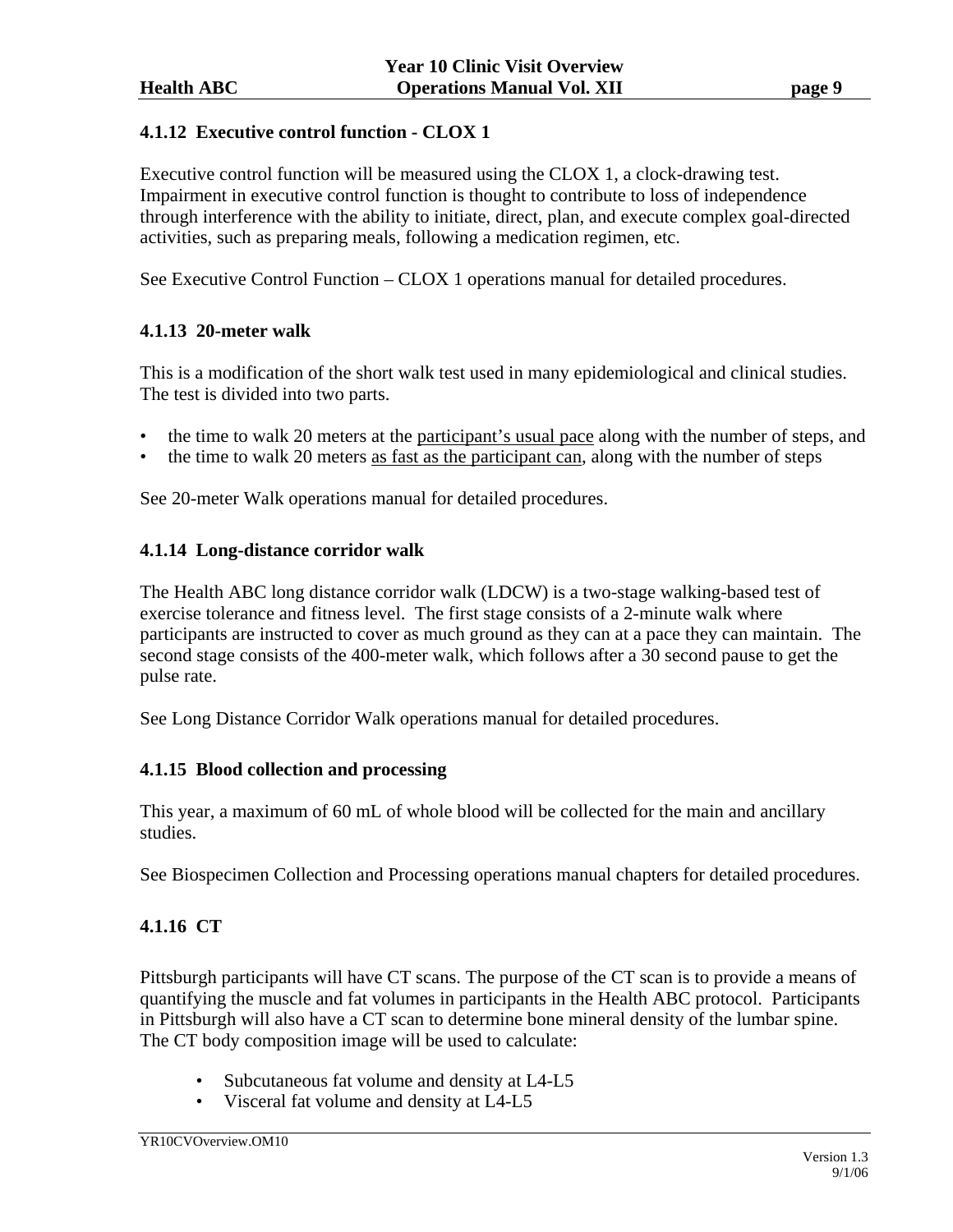### 4.1.12 Executive control function - CLOX 1

Executive control function will be measured using the CLOX 1, a clock-drawing test. Impairment in executive control function is thought to contribute to loss of independence through interference with the ability to initiate, direct, plan, and execute complex goal-directed activities, such as preparing meals, following a medication regimen, etc.

See Executive Control Function – CLOX 1 operations manual for detailed procedures.

### 4.1.13 20-meter walk

This is a modification of the short walk test used in many epidemiological and clinical studies. The test is divided into two parts.

- the time to walk 20 meters at the participant's usual pace along with the number of steps, and
- the time to walk 20 meters as fast as the participant can, along with the number of steps

See 20-meter Walk operations manual for detailed procedures.

### 4.1.14 Long-distance corridor walk

The Health ABC long distance corridor walk (LDCW) is a two-stage walking-based test of exercise tolerance and fitness level. The first stage consists of a 2-minute walk where participants are instructed to cover as much ground as they can at a pace they can maintain. The second stage consists of the 400-meter walk, which follows after a 30 second pause to get the pulse rate.

See Long Distance Corridor Walk operations manual for detailed procedures.

### 4.1.15 Blood collection and processing

This year, a maximum of 60 mL of whole blood will be collected for the main and ancillary studies.

See Biospecimen Collection and Processing operations manual chapters for detailed procedures.

### 4.1.16 CT

Pittsburgh participants will have CT scans. The purpose of the CT scan is to provide a means of quantifying the muscle and fat volumes in participants in the Health ABC protocol. Participants in Pittsburgh will also have a CT scan to determine bone mineral density of the lumbar spine. The CT body composition image will be used to calculate:

- Subcutaneous fat volume and density at L4-L5
- Visceral fat volume and density at L4-L5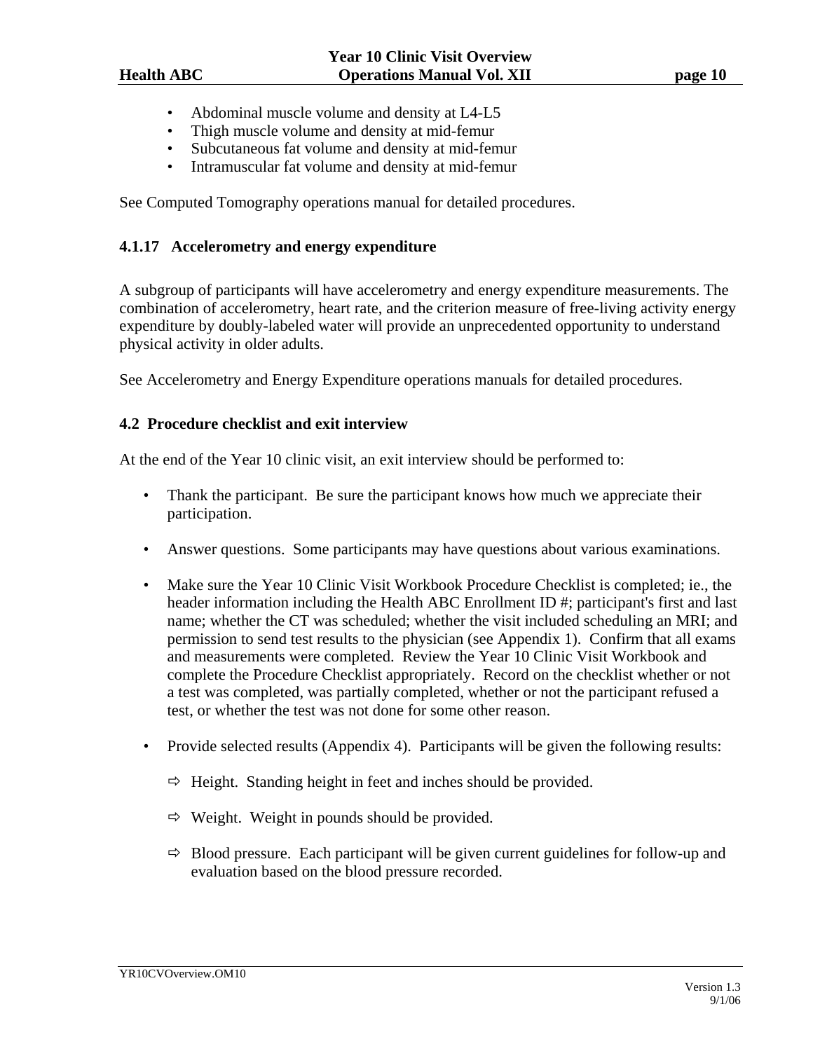- Abdominal muscle volume and density at L4-L5
- Thigh muscle volume and density at mid-femur
- Subcutaneous fat volume and density at mid-femur
- Intramuscular fat volume and density at mid-femur

See Computed Tomography operations manual for detailed procedures.

### 4.1.17 Accelerometry and energy expenditure

A subgroup of participants will have accelerometry and energy expenditure measurements. The combination of accelerometry, heart rate, and the criterion measure of free-living activity energy expenditure by doubly-labeled water will provide an unprecedented opportunity to understand physical activity in older adults.

See Accelerometry and Energy Expenditure operations manuals for detailed procedures.

## 4.2 Procedure checklist and exit interview

At the end of the Year 10 clinic visit, an exit interview should be performed to:

- Thank the participant. Be sure the participant knows how much we appreciate their participation.

- Answer questions. Some participants may have questions about various examinations.

- Make sure the Year 10 Clinic Visit Workbook Procedure Checklist is completed; ie., the header information including the Health ABC Enrollment ID #; participant's first and last name; whether the CT was scheduled; whether the visit included scheduling an MRI; and permission to send test results to the physician (see Appendix 1). Confirm that all exams and measurements were completed. Review the Year 10 Clinic Visit Workbook and complete the Procedure Checklist appropriately. Record on the checklist whether or not a test was completed, was partially completed, whether or not the participant refused a test, or whether the test was not done for some other reason.

- Provide selected results (Appendix 4). Participants will be given the following results:

  - ⇨ Height. Standing height in feet and inches should be provided.

  - ⇨ Weight. Weight in pounds should be provided.

  - ⇨ Blood pressure. Each participant will be given current guidelines for follow-up and evaluation based on the blood pressure recorded.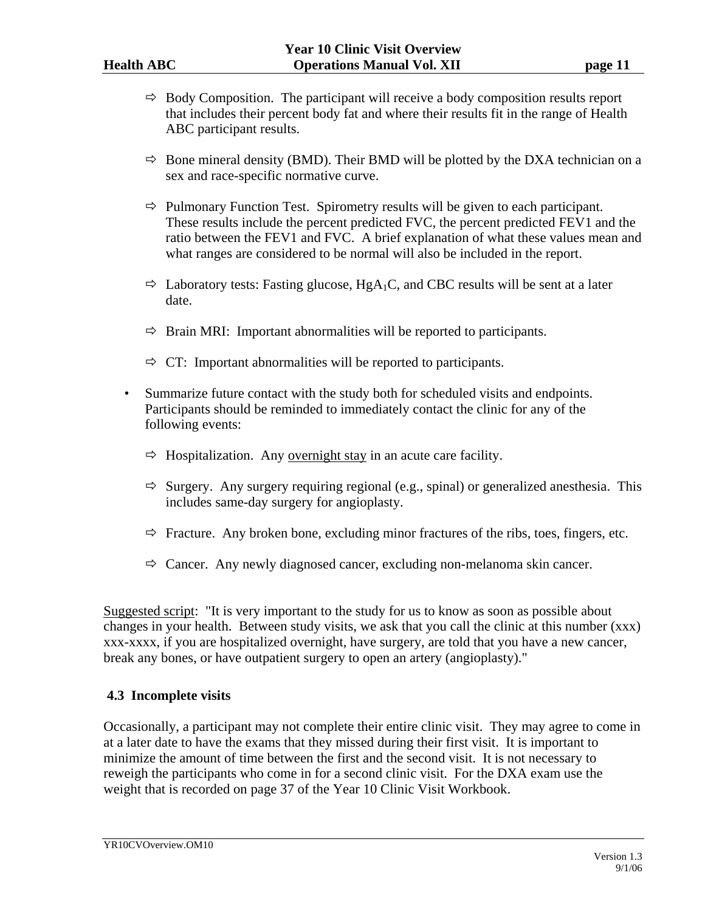- ⇨ Body Composition. The participant will receive a body composition results report that includes their percent body fat and where their results fit in the range of Health ABC participant results.

- ⇨ Bone mineral density (BMD). Their BMD will be plotted by the DXA technician on a sex and race-specific normative curve.

- ⇨ Pulmonary Function Test. Spirometry results will be given to each participant. These results include the percent predicted FVC, the percent predicted FEV1 and the ratio between the FEV1 and FVC. A brief explanation of what these values mean and what ranges are considered to be normal will also be included in the report.

- ⇨ Laboratory tests: Fasting glucose, $HgA_1C$, and CBC results will be sent at a later date.

- ⇨ Brain MRI: Important abnormalities will be reported to participants.

- ⇨ CT: Important abnormalities will be reported to participants.

- Summarize future contact with the study both for scheduled visits and endpoints. Participants should be reminded to immediately contact the clinic for any of the following events:

  - ⇨ Hospitalization. Any <u>overnight stay</u> in an acute care facility.

  - ⇨ Surgery. Any surgery requiring regional (e.g., spinal) or generalized anesthesia. This includes same-day surgery for angioplasty.

  - ⇨ Fracture. Any broken bone, excluding minor fractures of the ribs, toes, fingers, etc.

  - ⇨ Cancer. Any newly diagnosed cancer, excluding non-melanoma skin cancer.

<u>Suggested script</u>: "It is very important to the study for us to know as soon as possible about changes in your health. Between study visits, we ask that you call the clinic at this number (xxx) xxx-xxxx, if you are hospitalized overnight, have surgery, are told that you have a new cancer, break any bones, or have outpatient surgery to open an artery (angioplasty)."

### 4.3 Incomplete visits

Occasionally, a participant may not complete their entire clinic visit. They may agree to come in at a later date to have the exams that they missed during their first visit. It is important to minimize the amount of time between the first and the second visit. It is not necessary to reweigh the participants who come in for a second clinic visit. For the DXA exam use the weight that is recorded on page 37 of the Year 10 Clinic Visit Workbook.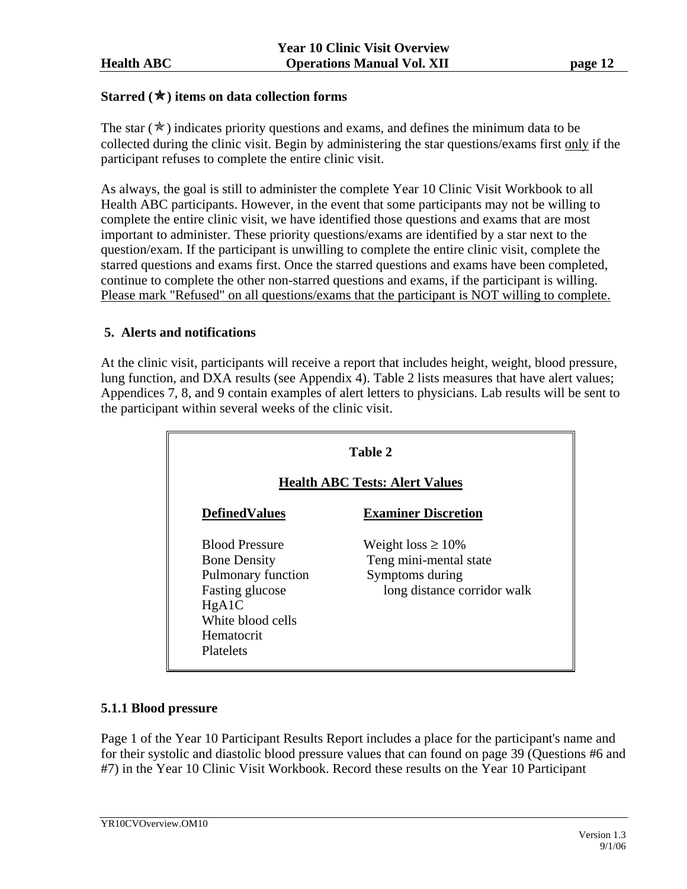### Starred (✯) items on data collection forms

The star (✯) indicates priority questions and exams, and defines the minimum data to be collected during the clinic visit. Begin by administering the star questions/exams first only if the participant refuses to complete the entire clinic visit.

As always, the goal is still to administer the complete Year 10 Clinic Visit Workbook to all Health ABC participants. However, in the event that some participants may not be willing to complete the entire clinic visit, we have identified those questions and exams that are most important to administer. These priority questions/exams are identified by a star next to the question/exam. If the participant is unwilling to complete the entire clinic visit, complete the starred questions and exams first. Once the starred questions and exams have been completed, continue to complete the other non-starred questions and exams, if the participant is willing. Please mark "Refused" on all questions/exams that the participant is NOT willing to complete.

## 5. Alerts and notifications

At the clinic visit, participants will receive a report that includes height, weight, blood pressure, lung function, and DXA results (see Appendix 4). Table 2 lists measures that have alert values; Appendices 7, 8, and 9 contain examples of alert letters to physicians. Lab results will be sent to the participant within several weeks of the clinic visit.

**Table 2**

**Health ABC Tests: Alert Values**

| DefinedValues | Examiner Discretion |
|---|---|
| Blood Pressure | Weight loss ≥ 10% |
| Bone Density | Teng mini-mental state |
| Pulmonary function | Symptoms during long distance corridor walk |
| Fasting glucose | |
| HgA1C | |
| White blood cells | |
| Hematocrit | |
| Platelets | |

### 5.1.1 Blood pressure

Page 1 of the Year 10 Participant Results Report includes a place for the participant's name and for their systolic and diastolic blood pressure values that can found on page 39 (Questions #6 and #7) in the Year 10 Clinic Visit Workbook. Record these results on the Year 10 Participant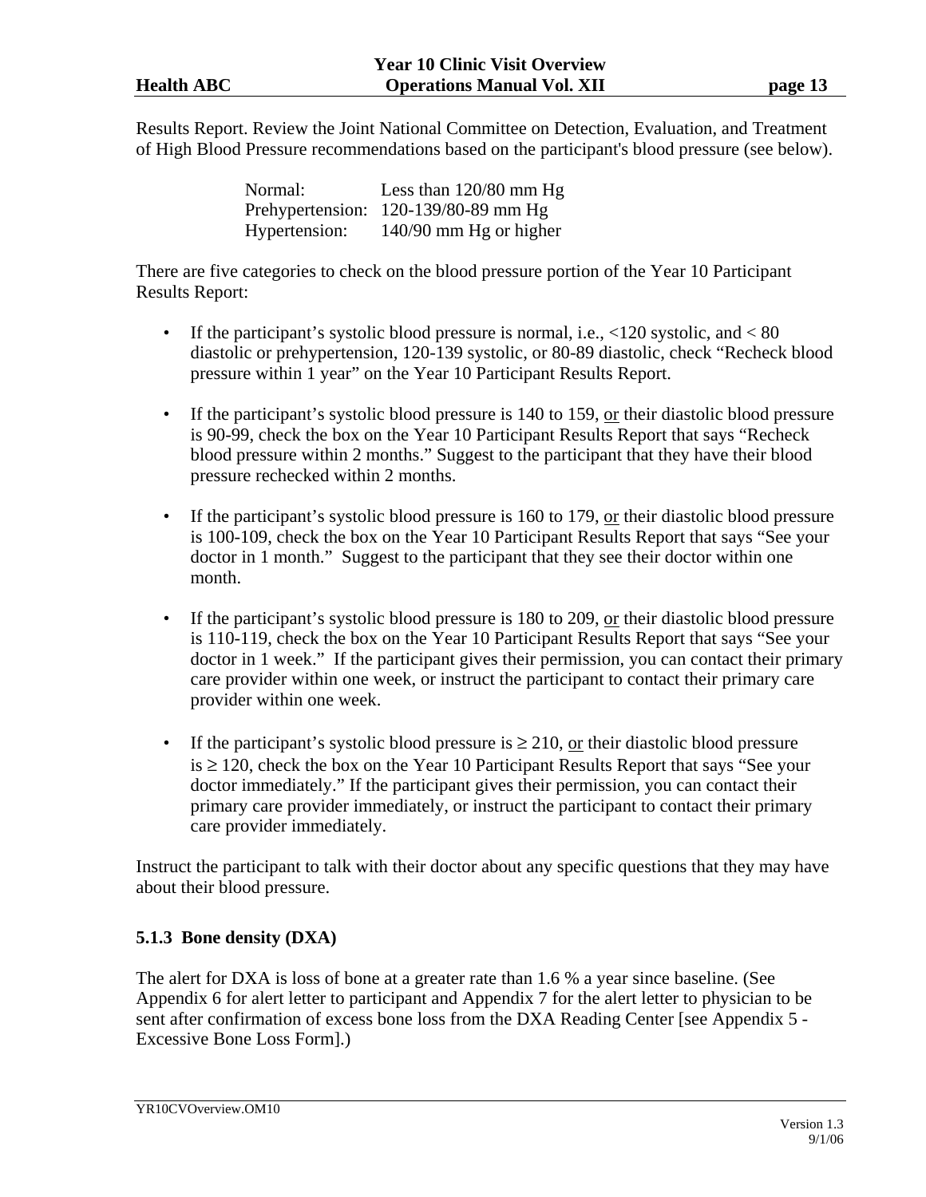Results Report. Review the Joint National Committee on Detection, Evaluation, and Treatment of High Blood Pressure recommendations based on the participant's blood pressure (see below).

| | |
|---|---|
| Normal: | Less than 120/80 mm Hg |
| Prehypertension: | 120-139/80-89 mm Hg |
| Hypertension: | 140/90 mm Hg or higher |

There are five categories to check on the blood pressure portion of the Year 10 Participant Results Report:

- If the participant's systolic blood pressure is normal, i.e., <120 systolic, and < 80 diastolic or prehypertension, 120-139 systolic, or 80-89 diastolic, check "Recheck blood pressure within 1 year" on the Year 10 Participant Results Report.
- If the participant's systolic blood pressure is 140 to 159, <u>or</u> their diastolic blood pressure is 90-99, check the box on the Year 10 Participant Results Report that says "Recheck blood pressure within 2 months." Suggest to the participant that they have their blood pressure rechecked within 2 months.
- If the participant's systolic blood pressure is 160 to 179, <u>or</u> their diastolic blood pressure is 100-109, check the box on the Year 10 Participant Results Report that says "See your doctor in 1 month." Suggest to the participant that they see their doctor within one month.
- If the participant's systolic blood pressure is 180 to 209, <u>or</u> their diastolic blood pressure is 110-119, check the box on the Year 10 Participant Results Report that says "See your doctor in 1 week." If the participant gives their permission, you can contact their primary care provider within one week, or instruct the participant to contact their primary care provider within one week.
- If the participant's systolic blood pressure is ≥ 210, <u>or</u> their diastolic blood pressure is ≥ 120, check the box on the Year 10 Participant Results Report that says "See your doctor immediately." If the participant gives their permission, you can contact their primary care provider immediately, or instruct the participant to contact their primary care provider immediately.

Instruct the participant to talk with their doctor about any specific questions that they may have about their blood pressure.

### 5.1.3 Bone density (DXA)

The alert for DXA is loss of bone at a greater rate than 1.6 % a year since baseline. (See Appendix 6 for alert letter to participant and Appendix 7 for the alert letter to physician to be sent after confirmation of excess bone loss from the DXA Reading Center [see Appendix 5 - Excessive Bone Loss Form].)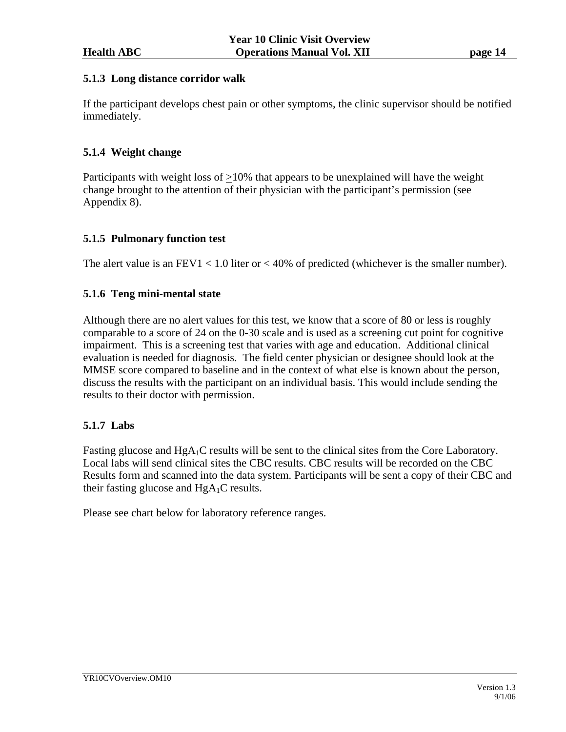### 5.1.3 Long distance corridor walk

If the participant develops chest pain or other symptoms, the clinic supervisor should be notified immediately.

### 5.1.4 Weight change

Participants with weight loss of ≥10% that appears to be unexplained will have the weight change brought to the attention of their physician with the participant's permission (see Appendix 8).

### 5.1.5 Pulmonary function test

The alert value is an FEV1 < 1.0 liter or < 40% of predicted (whichever is the smaller number).

### 5.1.6 Teng mini-mental state

Although there are no alert values for this test, we know that a score of 80 or less is roughly comparable to a score of 24 on the 0-30 scale and is used as a screening cut point for cognitive impairment. This is a screening test that varies with age and education. Additional clinical evaluation is needed for diagnosis. The field center physician or designee should look at the MMSE score compared to baseline and in the context of what else is known about the person, discuss the results with the participant on an individual basis. This would include sending the results to their doctor with permission.

### 5.1.7 Labs

Fasting glucose and $HgA_1C$ results will be sent to the clinical sites from the Core Laboratory. Local labs will send clinical sites the CBC results. CBC results will be recorded on the CBC Results form and scanned into the data system. Participants will be sent a copy of their CBC and their fasting glucose and $HgA_1C$ results.

Please see chart below for laboratory reference ranges.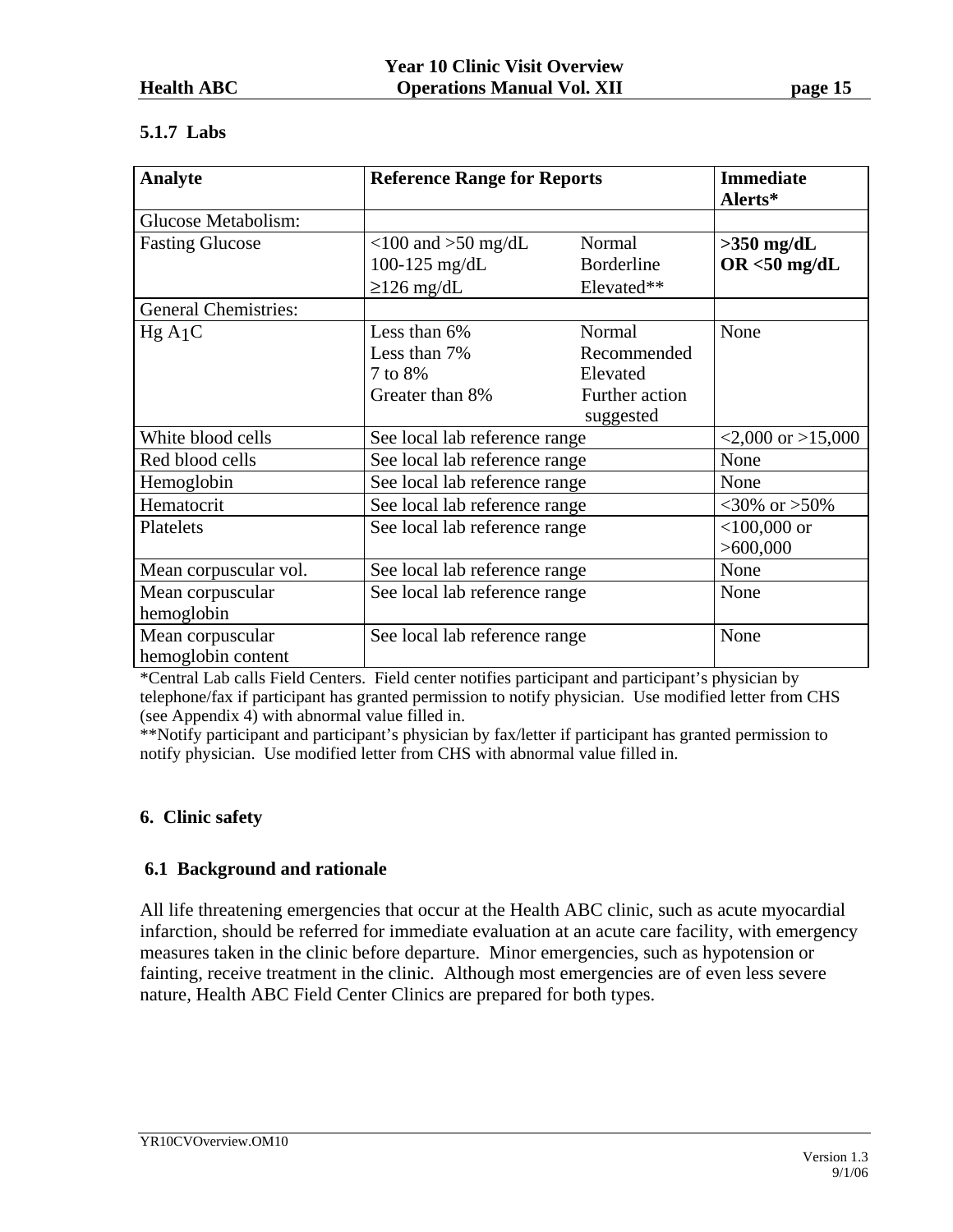### 5.1.7 Labs

| Analyte | Reference Range for Reports | | Immediate Alerts* |
|---|---|---|---|
| Glucose Metabolism: | | | |
| Fasting Glucose | <100 and >50 mg/dL<br>100-125 mg/dL<br>≥126 mg/dL | Normal<br>Borderline<br>Elevated** | **>350 mg/dL OR <50 mg/dL** |
| General Chemistries: | | | |
| Hg $A_1C$ | Less than 6%<br>Less than 7%<br>7 to 8%<br>Greater than 8% | Normal<br>Recommended<br>Elevated<br>Further action suggested | None |
| White blood cells | See local lab reference range | | <2,000 or >15,000 |
| Red blood cells | See local lab reference range | | None |
| Hemoglobin | See local lab reference range | | None |
| Hematocrit | See local lab reference range | | <30% or >50% |
| Platelets | See local lab reference range | | <100,000 or >600,000 |
| Mean corpuscular vol. | See local lab reference range | | None |
| Mean corpuscular hemoglobin | See local lab reference range | | None |
| Mean corpuscular hemoglobin content | See local lab reference range | | None |

*Central Lab calls Field Centers. Field center notifies participant and participant's physician by telephone/fax if participant has granted permission to notify physician. Use modified letter from CHS (see Appendix 4) with abnormal value filled in.

**Notify participant and participant's physician by fax/letter if participant has granted permission to notify physician. Use modified letter from CHS with abnormal value filled in.

## 6. Clinic safety

### 6.1 Background and rationale

All life threatening emergencies that occur at the Health ABC clinic, such as acute myocardial infarction, should be referred for immediate evaluation at an acute care facility, with emergency measures taken in the clinic before departure. Minor emergencies, such as hypotension or fainting, receive treatment in the clinic. Although most emergencies are of even less severe nature, Health ABC Field Center Clinics are prepared for both types.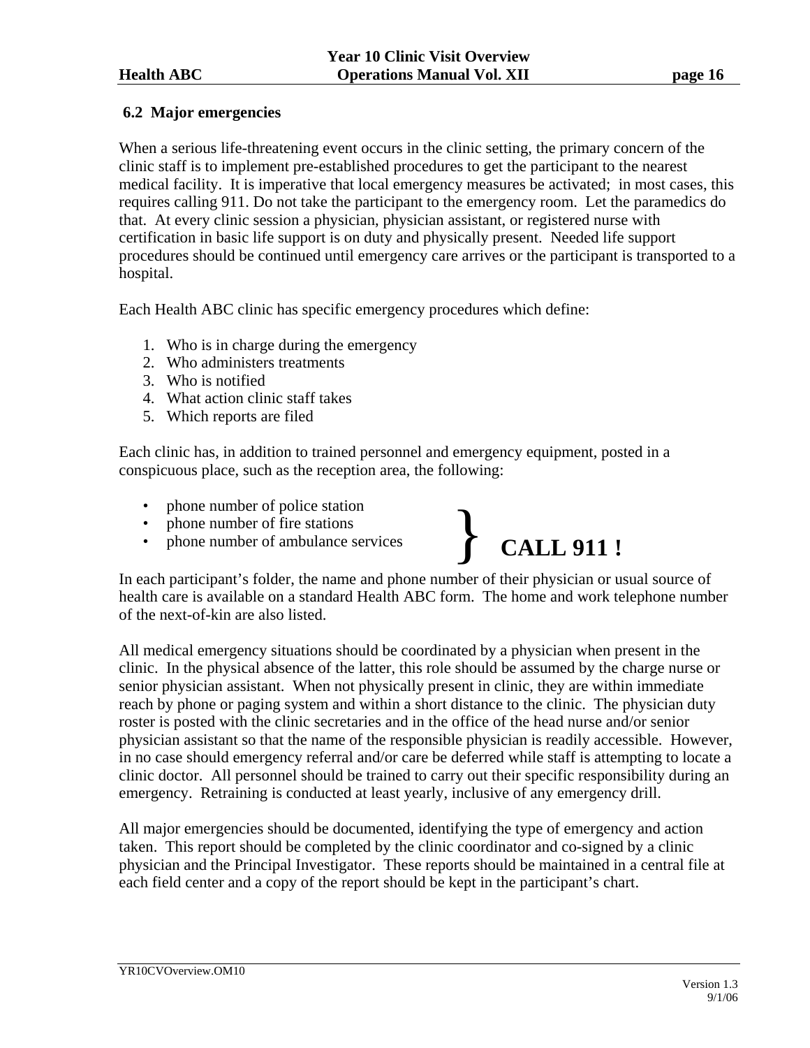## 6.2 Major emergencies

When a serious life-threatening event occurs in the clinic setting, the primary concern of the clinic staff is to implement pre-established procedures to get the participant to the nearest medical facility. It is imperative that local emergency measures be activated; in most cases, this requires calling 911. Do not take the participant to the emergency room. Let the paramedics do that. At every clinic session a physician, physician assistant, or registered nurse with certification in basic life support is on duty and physically present. Needed life support procedures should be continued until emergency care arrives or the participant is transported to a hospital.

Each Health ABC clinic has specific emergency procedures which define:

1. Who is in charge during the emergency
2. Who administers treatments
3. Who is notified
4. What action clinic staff takes
5. Which reports are filed

Each clinic has, in addition to trained personnel and emergency equipment, posted in a conspicuous place, such as the reception area, the following:

- phone number of police station
- phone number of fire stations
- phone number of ambulance services

} **CALL 911 !**

In each participant's folder, the name and phone number of their physician or usual source of health care is available on a standard Health ABC form. The home and work telephone number of the next-of-kin are also listed.

All medical emergency situations should be coordinated by a physician when present in the clinic. In the physical absence of the latter, this role should be assumed by the charge nurse or senior physician assistant. When not physically present in clinic, they are within immediate reach by phone or paging system and within a short distance to the clinic. The physician duty roster is posted with the clinic secretaries and in the office of the head nurse and/or senior physician assistant so that the name of the responsible physician is readily accessible. However, in no case should emergency referral and/or care be deferred while staff is attempting to locate a clinic doctor. All personnel should be trained to carry out their specific responsibility during an emergency. Retraining is conducted at least yearly, inclusive of any emergency drill.

All major emergencies should be documented, identifying the type of emergency and action taken. This report should be completed by the clinic coordinator and co-signed by a clinic physician and the Principal Investigator. These reports should be maintained in a central file at each field center and a copy of the report should be kept in the participant's chart.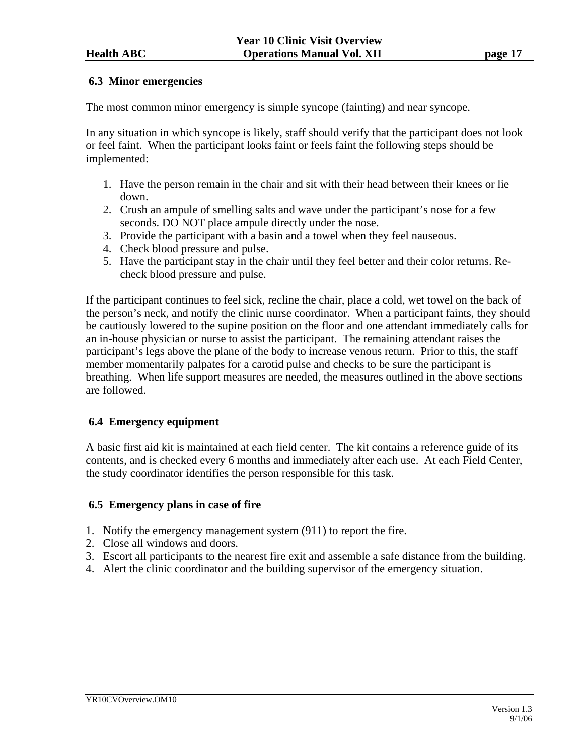### 6.3 Minor emergencies

The most common minor emergency is simple syncope (fainting) and near syncope.

In any situation in which syncope is likely, staff should verify that the participant does not look or feel faint. When the participant looks faint or feels faint the following steps should be implemented:

1. Have the person remain in the chair and sit with their head between their knees or lie down.
2. Crush an ampule of smelling salts and wave under the participant's nose for a few seconds. DO NOT place ampule directly under the nose.
3. Provide the participant with a basin and a towel when they feel nauseous.
4. Check blood pressure and pulse.
5. Have the participant stay in the chair until they feel better and their color returns. Re-check blood pressure and pulse.

If the participant continues to feel sick, recline the chair, place a cold, wet towel on the back of the person's neck, and notify the clinic nurse coordinator. When a participant faints, they should be cautiously lowered to the supine position on the floor and one attendant immediately calls for an in-house physician or nurse to assist the participant. The remaining attendant raises the participant's legs above the plane of the body to increase venous return. Prior to this, the staff member momentarily palpates for a carotid pulse and checks to be sure the participant is breathing. When life support measures are needed, the measures outlined in the above sections are followed.

### 6.4 Emergency equipment

A basic first aid kit is maintained at each field center. The kit contains a reference guide of its contents, and is checked every 6 months and immediately after each use. At each Field Center, the study coordinator identifies the person responsible for this task.

### 6.5 Emergency plans in case of fire

1. Notify the emergency management system (911) to report the fire.
2. Close all windows and doors.
3. Escort all participants to the nearest fire exit and assemble a safe distance from the building.
4. Alert the clinic coordinator and the building supervisor of the emergency situation.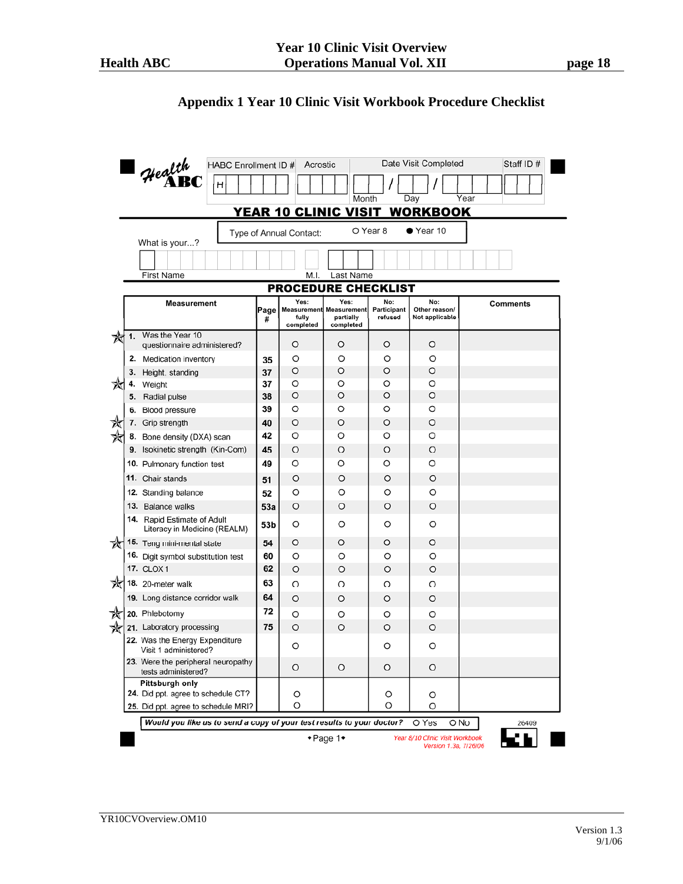## Appendix 1 Year 10 Clinic Visit Workbook Procedure Checklist

Health ABC

| HABC Enrollment ID # | Acrostic | Date Visit Completed | Staff ID # |
|---|---|---|---|
| H | | Month / Day / Year | |

**YEAR 10 CLINIC VISIT WORKBOOK**

Type of Annual Contact: ○ Year 8 ● Year 10

What is your...?

First Name M.I. Last Name

**PROCEDURE CHECKLIST**

| | Measurement | Page # | Yes: Measurement fully completed | Yes: Measurement partially completed | No: Participant refused | No: Other reason/ Not applicable | Comments |
|---|---|---|---|---|---|---|---|
| ☆ | 1. Was the Year 10 questionnaire administered? | | ○ | ○ | ○ | ○ | |
| | 2. Medication inventory | 35 | ○ | ○ | ○ | ○ | |
| | 3. Height, standing | 37 | ○ | ○ | ○ | ○ | |
| ☆ | 4. Weight | 37 | ○ | ○ | ○ | ○ | |
| | 5. Radial pulse | 38 | ○ | ○ | ○ | ○ | |
| | 6. Blood pressure | 39 | ○ | ○ | ○ | ○ | |
| ☆ | 7. Grip strength | 40 | ○ | ○ | ○ | ○ | |
| ☆ | 8. Bone density (DXA) scan | 42 | ○ | ○ | ○ | ○ | |
| | 9. Isokinetic strength (Kin-Com) | 45 | ○ | ○ | ○ | ○ | |
| | 10. Pulmonary function test | 49 | ○ | ○ | ○ | ○ | |
| | 11. Chair stands | 51 | ○ | ○ | ○ | ○ | |
| | 12. Standing balance | 52 | ○ | ○ | ○ | ○ | |
| | 13. Balance walks | 53a | ○ | ○ | ○ | ○ | |
| | 14. Rapid Estimate of Adult Literacy in Medicine (REALM) | 53b | ○ | ○ | ○ | ○ | |
| ☆ | 15. Teng mini-mental state | 54 | ○ | ○ | ○ | ○ | |
| | 16. Digit symbol substitution test | 60 | ○ | ○ | ○ | ○ | |
| | 17. CLOX 1 | 62 | ○ | ○ | ○ | ○ | |
| ☆ | 18. 20-meter walk | 63 | ○ | ○ | ○ | ○ | |
| | 19. Long distance corridor walk | 64 | ○ | ○ | ○ | ○ | |
| ☆ | 20. Phlebotomy | 72 | ○ | ○ | ○ | ○ | |
| ☆ | 21. Laboratory processing | 75 | ○ | ○ | ○ | ○ | |
| | 22. Was the Energy Expenditure Visit 1 administered? | | ○ | | ○ | ○ | |
| | 23. Were the peripheral neuropathy tests administered? | | ○ | ○ | ○ | ○ | |
| | **Pittsburgh only** | | | | | | |
| | 24. Did ppt. agree to schedule CT? | | ○ | | ○ | ○ | |
| | 25. Did ppt. agree to schedule MRI? | | ○ | | ○ | ○ | |

*Would you like us to send a copy of your test results to your doctor?* ○ Yes ○ No

26409

•Page 1•

*Year 8/10 Clinic Visit Workbook Version 1.3a, 7/26/06*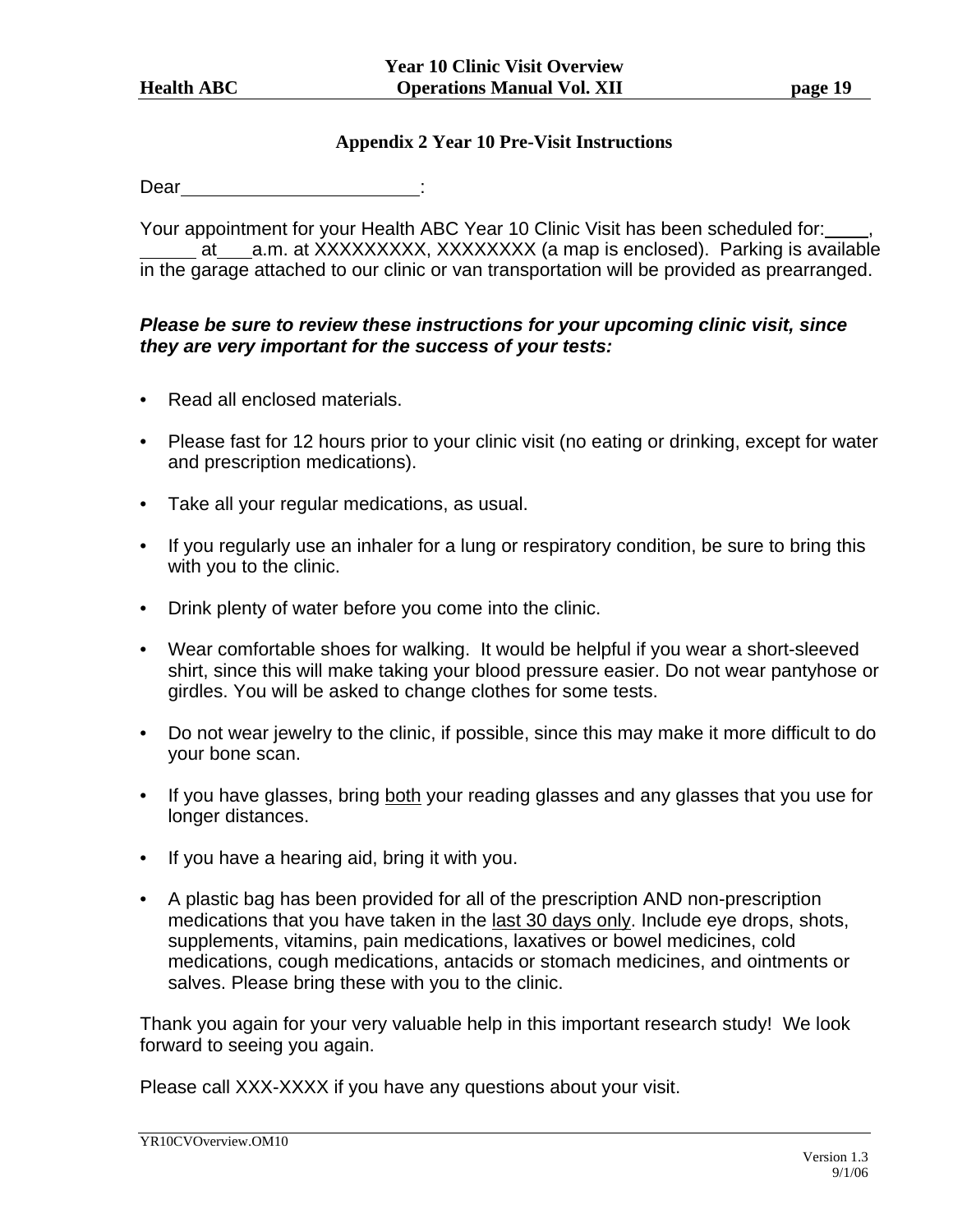## Appendix 2 Year 10 Pre-Visit Instructions

Dear________________________:

Your appointment for your Health ABC Year 10 Clinic Visit has been scheduled for:____, ______ at___a.m. at XXXXXXXXX, XXXXXXXX (a map is enclosed). Parking is available in the garage attached to our clinic or van transportation will be provided as prearranged.

***Please be sure to review these instructions for your upcoming clinic visit, since they are very important for the success of your tests:***

- Read all enclosed materials.
- Please fast for 12 hours prior to your clinic visit (no eating or drinking, except for water and prescription medications).
- Take all your regular medications, as usual.
- If you regularly use an inhaler for a lung or respiratory condition, be sure to bring this with you to the clinic.
- Drink plenty of water before you come into the clinic.
- Wear comfortable shoes for walking. It would be helpful if you wear a short-sleeved shirt, since this will make taking your blood pressure easier. Do not wear pantyhose or girdles. You will be asked to change clothes for some tests.
- Do not wear jewelry to the clinic, if possible, since this may make it more difficult to do your bone scan.
- If you have glasses, bring <u>both</u> your reading glasses and any glasses that you use for longer distances.
- If you have a hearing aid, bring it with you.
- A plastic bag has been provided for all of the prescription AND non-prescription medications that you have taken in the <u>last 30 days only</u>. Include eye drops, shots, supplements, vitamins, pain medications, laxatives or bowel medicines, cold medications, cough medications, antacids or stomach medicines, and ointments or salves. Please bring these with you to the clinic.

Thank you again for your very valuable help in this important research study! We look forward to seeing you again.

Please call XXX-XXXX if you have any questions about your visit.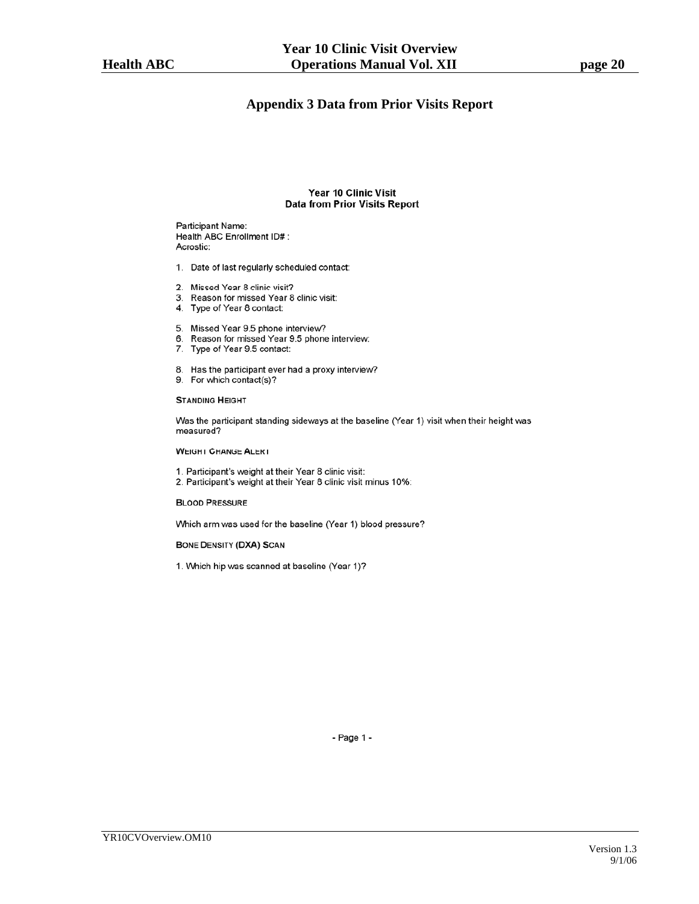# Appendix 3 Data from Prior Visits Report

**Year 10 Clinic Visit**
**Data from Prior Visits Report**

Participant Name:
Health ABC Enrollment ID# :
Acrostic:

1. Date of last regularly scheduled contact:

2. Missed Year 8 clinic visit?
3. Reason for missed Year 8 clinic visit:
4. Type of Year 8 contact:

5. Missed Year 9.5 phone interview?
6. Reason for missed Year 9.5 phone interview:
7. Type of Year 9.5 contact:

8. Has the participant ever had a proxy interview?
9. For which contact(s)?

**STANDING HEIGHT**

Was the participant standing sideways at the baseline (Year 1) visit when their height was measured?

**WEIGHT CHANGE ALERT**

1. Participant's weight at their Year 8 clinic visit:
2. Participant's weight at their Year 8 clinic visit minus 10%:

**BLOOD PRESSURE**

Which arm was used for the baseline (Year 1) blood pressure?

**BONE DENSITY (DXA) SCAN**

1. Which hip was scanned at baseline (Year 1)?

- Page 1 -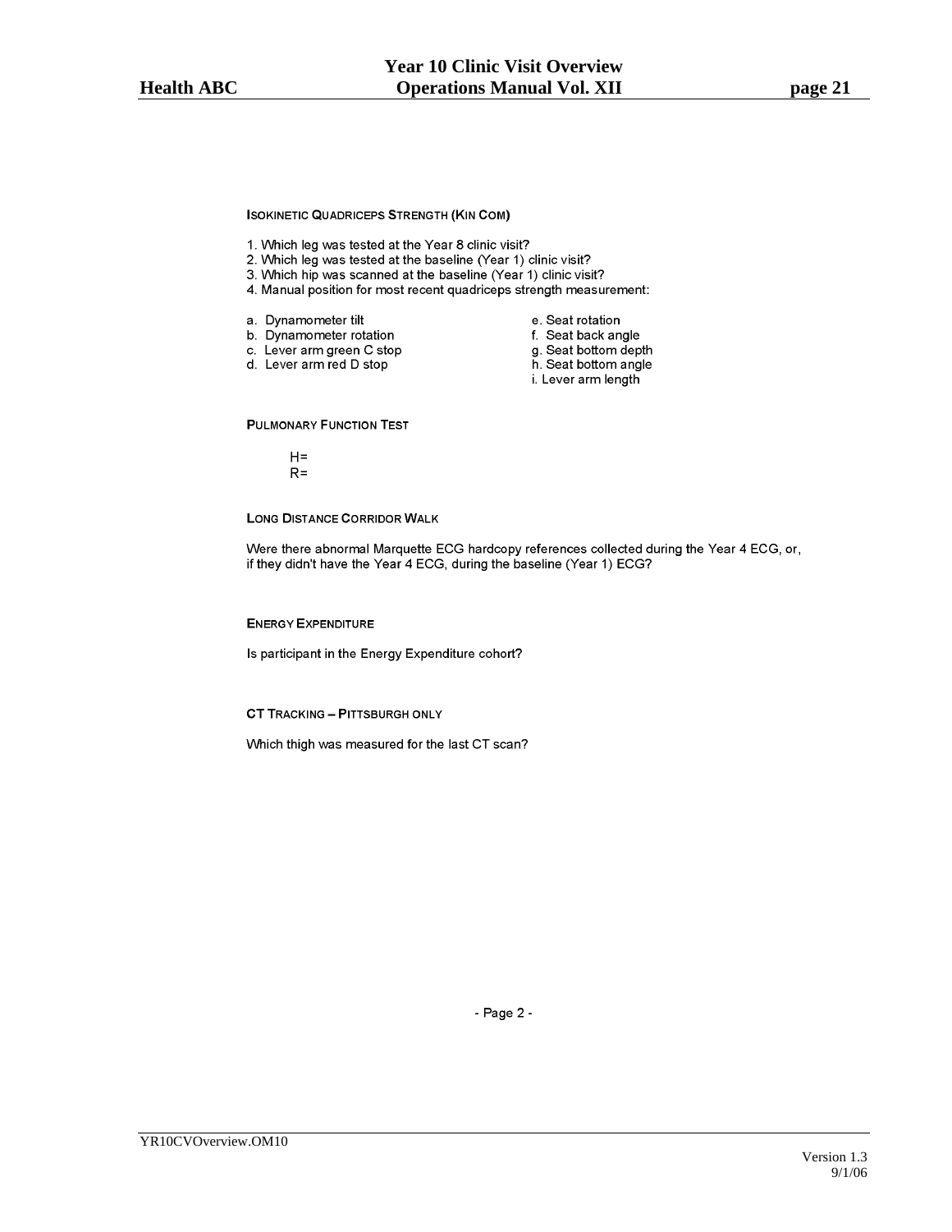### ISOKINETIC QUADRICEPS STRENGTH (KIN COM)

1. Which leg was tested at the Year 8 clinic visit?
2. Which leg was tested at the baseline (Year 1) clinic visit?
3. Which hip was scanned at the baseline (Year 1) clinic visit?
4. Manual position for most recent quadriceps strength measurement:

a. Dynamometer tilt
b. Dynamometer rotation
c. Lever arm green C stop
d. Lever arm red D stop
e. Seat rotation
f. Seat back angle
g. Seat bottom depth
h. Seat bottom angle
i. Lever arm length

### PULMONARY FUNCTION TEST

H=
R=

### LONG DISTANCE CORRIDOR WALK

Were there abnormal Marquette ECG hardcopy references collected during the Year 4 ECG, or, if they didn't have the Year 4 ECG, during the baseline (Year 1) ECG?

### ENERGY EXPENDITURE

Is participant in the Energy Expenditure cohort?

### CT TRACKING – PITTSBURGH ONLY

Which thigh was measured for the last CT scan?

- Page 2 -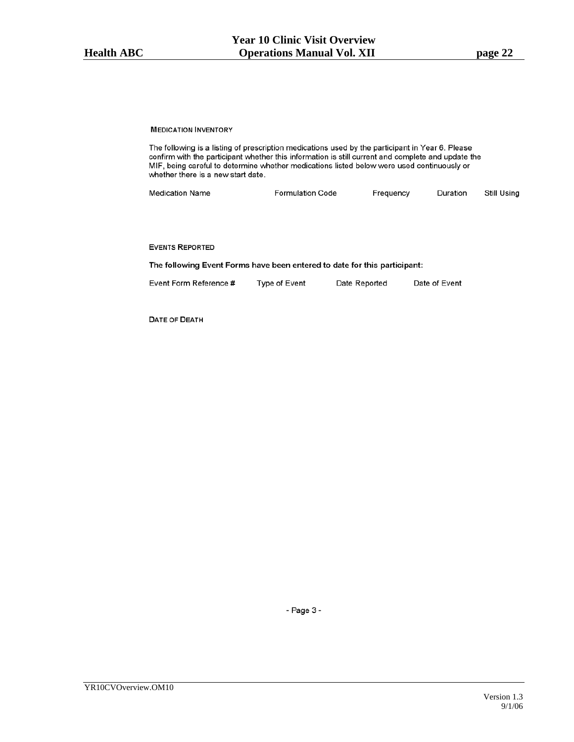### MEDICATION INVENTORY

The following is a listing of prescription medications used by the participant in Year 6. Please confirm with the participant whether this information is still current and complete and update the MIF, being careful to determine whether medications listed below were used continuously or whether there is a new start date.

| Medication Name | Formulation Code | Frequency | Duration | Still Using |
|---|---|---|---|---|

### EVENTS REPORTED

**The following Event Forms have been entered to date for this participant:**

| Event Form Reference # | Type of Event | Date Reported | Date of Event |
|---|---|---|---|

### DATE OF DEATH

- Page 3 -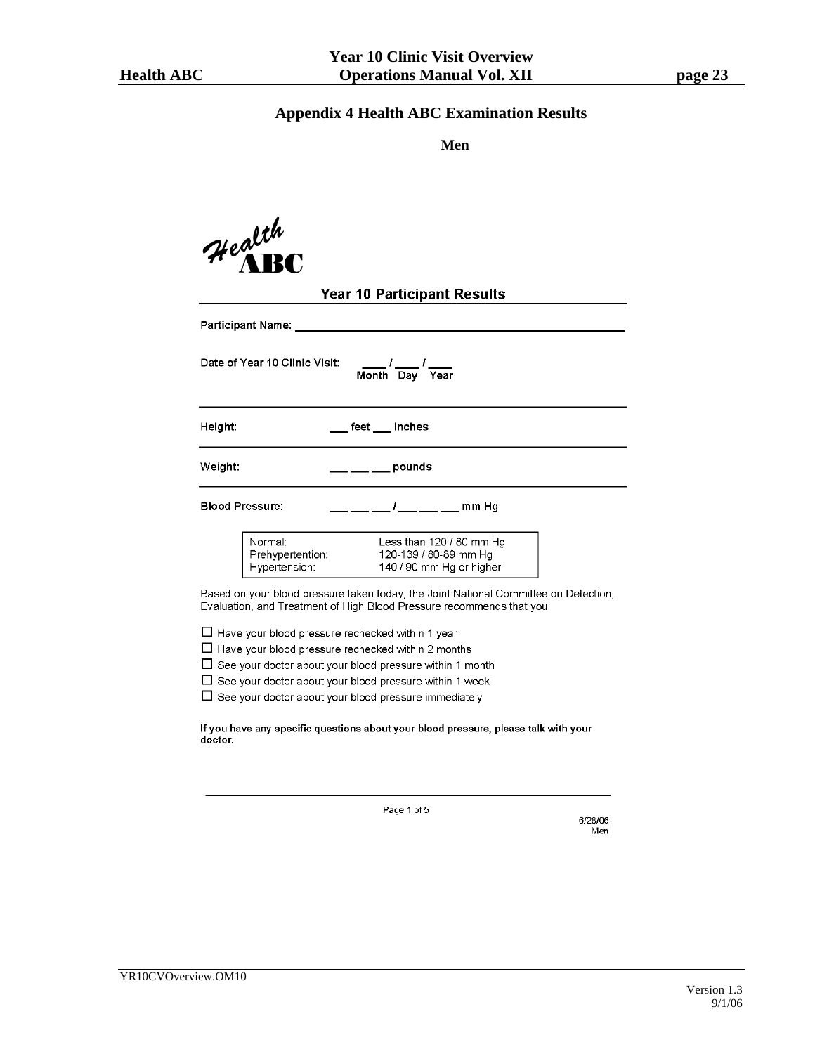# Appendix 4 Health ABC Examination Results

**Men**

**Health ABC**

## Year 10 Participant Results

Participant Name: ______________________________

Date of Year 10 Clinic Visit: ____ / ____ / ____
Month Day Year

---

Height: ___ feet ___ inches

---

Weight: ___ ___ ___ pounds

---

Blood Pressure: ___ ___ ___ / ___ ___ ___ mm Hg

| | |
|---|---|
| Normal: | Less than 120 / 80 mm Hg |
| Prehypertention: | 120-139 / 80-89 mm Hg |
| Hypertension: | 140 / 90 mm Hg or higher |

Based on your blood pressure taken today, the Joint National Committee on Detection, Evaluation, and Treatment of High Blood Pressure recommends that you:

- ☐ Have your blood pressure rechecked within 1 year
- ☐ Have your blood pressure rechecked within 2 months
- ☐ See your doctor about your blood pressure within 1 month
- ☐ See your doctor about your blood pressure within 1 week
- ☐ See your doctor about your blood pressure immediately

**If you have any specific questions about your blood pressure, please talk with your doctor.**

6/28/06
Men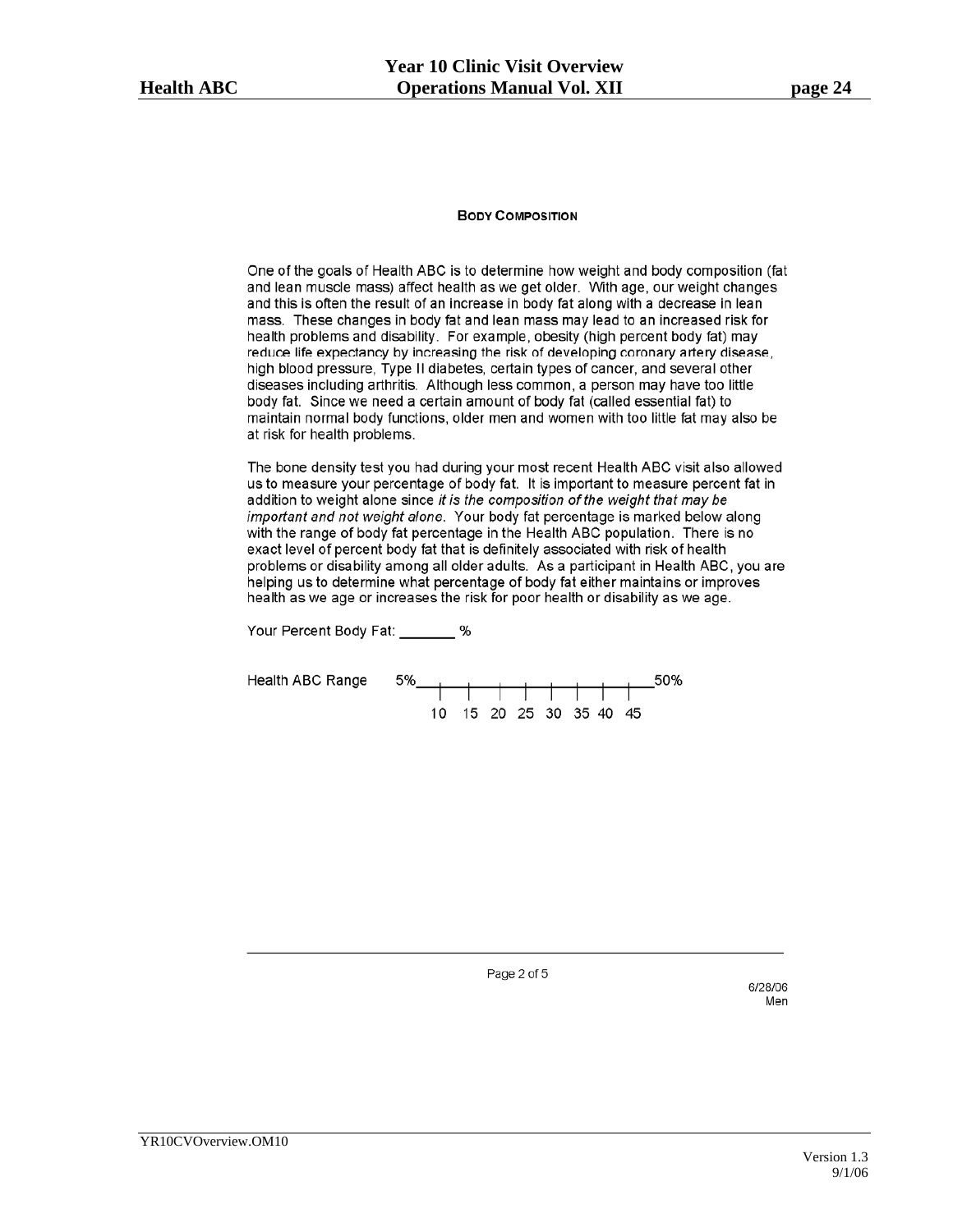## Body Composition

One of the goals of Health ABC is to determine how weight and body composition (fat and lean muscle mass) affect health as we get older. With age, our weight changes and this is often the result of an increase in body fat along with a decrease in lean mass. These changes in body fat and lean mass may lead to an increased risk for health problems and disability. For example, obesity (high percent body fat) may reduce life expectancy by increasing the risk of developing coronary artery disease, high blood pressure, Type II diabetes, certain types of cancer, and several other diseases including arthritis. Although less common, a person may have too little body fat. Since we need a certain amount of body fat (called essential fat) to maintain normal body functions, older men and women with too little fat may also be at risk for health problems.

The bone density test you had during your most recent Health ABC visit also allowed us to measure your percentage of body fat. It is important to measure percent fat in addition to weight alone since *it is the composition of the weight that may be important and not weight alone*. Your body fat percentage is marked below along with the range of body fat percentage in the Health ABC population. There is no exact level of percent body fat that is definitely associated with risk of health problems or disability among all older adults. As a participant in Health ABC, you are helping us to determine what percentage of body fat either maintains or improves health as we age or increases the risk for poor health or disability as we age.

Your Percent Body Fat: _______ %

Health ABC Range 5% ___|___|___|___|___|___|___|___|___ 50%

10 15 20 25 30 35 40 45

6/28/06
Men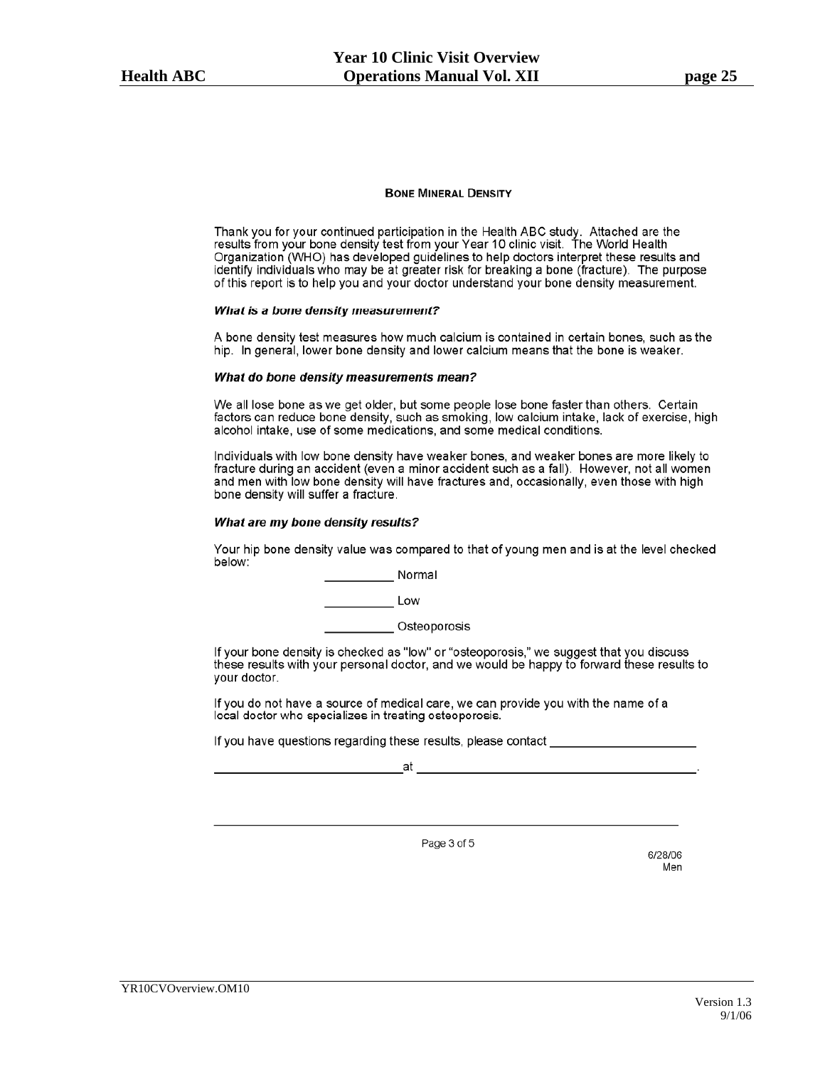## BONE MINERAL DENSITY

Thank you for your continued participation in the Health ABC study. Attached are the results from your bone density test from your Year 10 clinic visit. The World Health Organization (WHO) has developed guidelines to help doctors interpret these results and identify individuals who may be at greater risk for breaking a bone (fracture). The purpose of this report is to help you and your doctor understand your bone density measurement.

***What is a bone density measurement?***

A bone density test measures how much calcium is contained in certain bones, such as the hip. In general, lower bone density and lower calcium means that the bone is weaker.

***What do bone density measurements mean?***

We all lose bone as we get older, but some people lose bone faster than others. Certain factors can reduce bone density, such as smoking, low calcium intake, lack of exercise, high alcohol intake, use of some medications, and some medical conditions.

Individuals with low bone density have weaker bones, and weaker bones are more likely to fracture during an accident (even a minor accident such as a fall). However, not all women and men with low bone density will have fractures and, occasionally, even those with high bone density will suffer a fracture.

***What are my bone density results?***

Your hip bone density value was compared to that of young men and is at the level checked below:

__________ Normal

__________ Low

__________ Osteoporosis

If your bone density is checked as "low" or "osteoporosis," we suggest that you discuss these results with your personal doctor, and we would be happy to forward these results to your doctor.

If you do not have a source of medical care, we can provide you with the name of a local doctor who specializes in treating osteoporosis.

If you have questions regarding these results, please contact ______________________

____________________________ at ____________________________________________.

Page 3 of 5

6/28/06
Men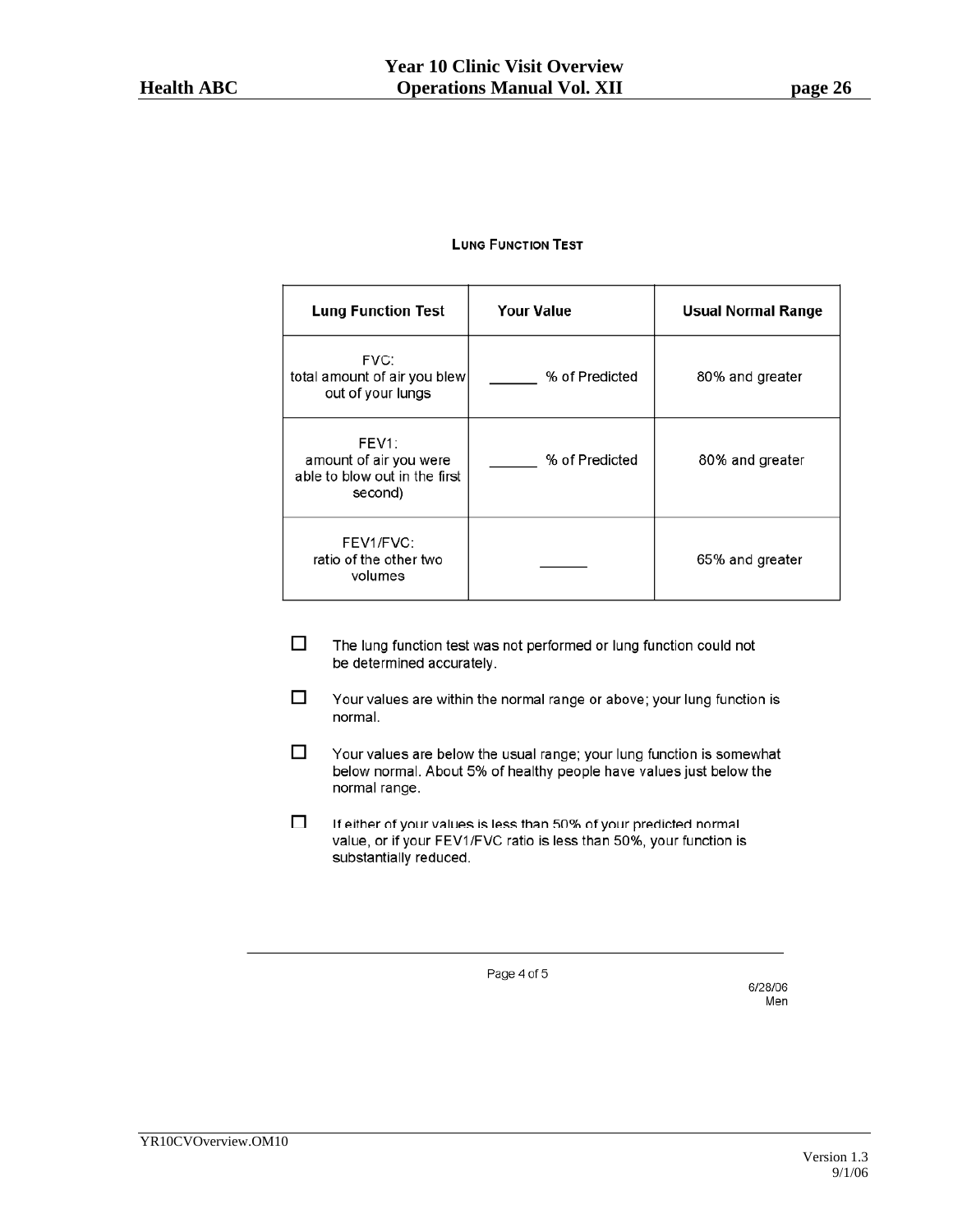### Lung Function Test

| Lung Function Test | Your Value | Usual Normal Range |
|---|---|---|
| FVC: total amount of air you blew out of your lungs | ______ % of Predicted | 80% and greater |
| FEV1: amount of air you were able to blow out in the first second) | ______ % of Predicted | 80% and greater |
| FEV1/FVC: ratio of the other two volumes | ______ | 65% and greater |

- ☐ The lung function test was not performed or lung function could not be determined accurately.
- ☐ Your values are within the normal range or above; your lung function is normal.
- ☐ Your values are below the usual range; your lung function is somewhat below normal. About 5% of healthy people have values just below the normal range.
- ☐ If either of your values is less than 50% of your predicted normal value, or if your FEV1/FVC ratio is less than 50%, your function is substantially reduced.

6/28/06
Men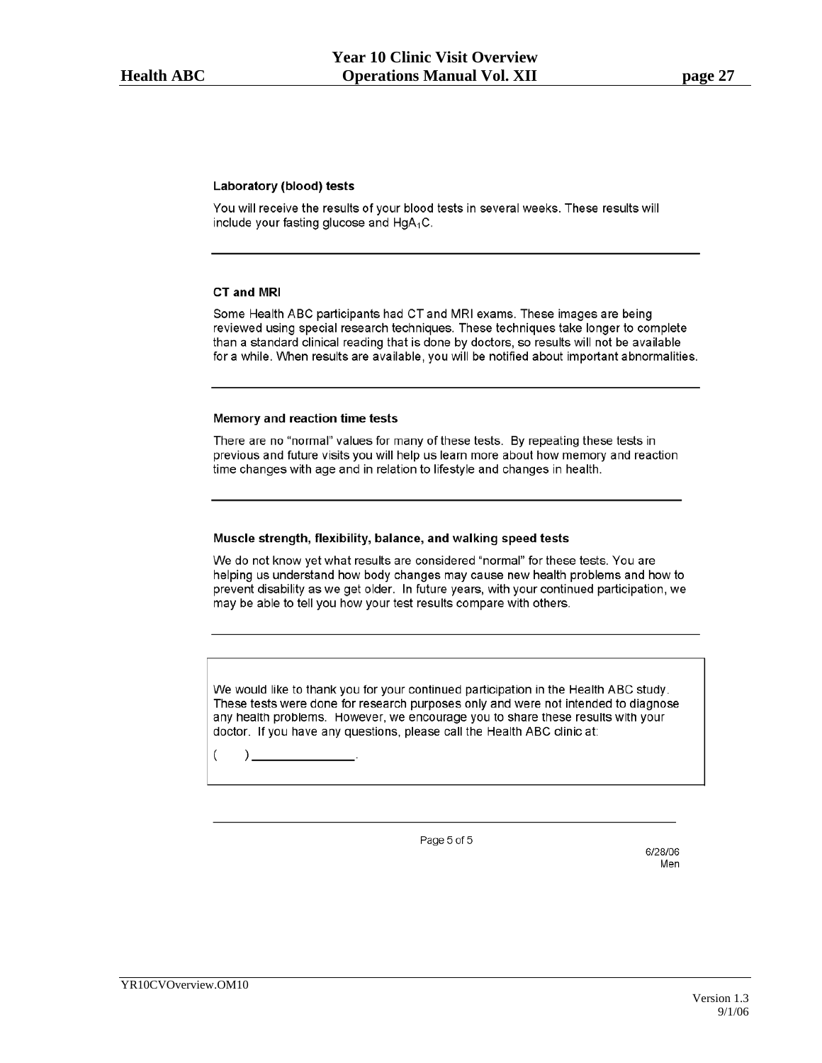**Laboratory (blood) tests**

You will receive the results of your blood tests in several weeks. These results will include your fasting glucose and $HgA_1C$.

---

**CT and MRI**

Some Health ABC participants had CT and MRI exams. These images are being reviewed using special research techniques. These techniques take longer to complete than a standard clinical reading that is done by doctors, so results will not be available for a while. When results are available, you will be notified about important abnormalities.

---

**Memory and reaction time tests**

There are no "normal" values for many of these tests. By repeating these tests in previous and future visits you will help us learn more about how memory and reaction time changes with age and in relation to lifestyle and changes in health.

---

**Muscle strength, flexibility, balance, and walking speed tests**

We do not know yet what results are considered "normal" for these tests. You are helping us understand how body changes may cause new health problems and how to prevent disability as we get older. In future years, with your continued participation, we may be able to tell you how your test results compare with others.

---

We would like to thank you for your continued participation in the Health ABC study. These tests were done for research purposes only and were not intended to diagnose any health problems. However, we encourage you to share these results with your doctor. If you have any questions, please call the Health ABC clinic at:

(     ) ______________.

---

6/28/06
Men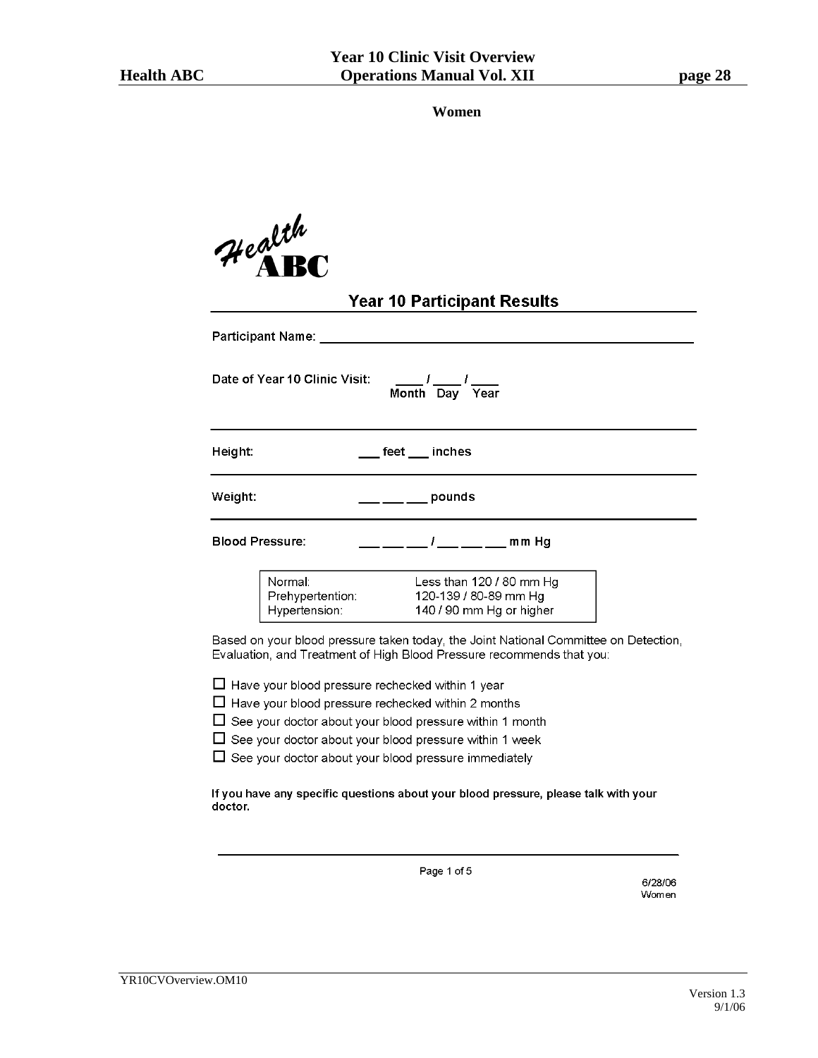**Women**

Health ABC

## Year 10 Participant Results

Participant Name: ____________________________________________

Date of Year 10 Clinic Visit: ____ / ____ / ____
Month Day Year

Height: ___ feet ___ inches

Weight: ___ ___ ___ pounds

Blood Pressure: ___ ___ ___ / ___ ___ ___ mm Hg

| | |
|---|---|
| Normal: | Less than 120 / 80 mm Hg |
| Prehypertention: | 120-139 / 80-89 mm Hg |
| Hypertension: | 140 / 90 mm Hg or higher |

Based on your blood pressure taken today, the Joint National Committee on Detection, Evaluation, and Treatment of High Blood Pressure recommends that you:

- ☐ Have your blood pressure rechecked within 1 year
- ☐ Have your blood pressure rechecked within 2 months
- ☐ See your doctor about your blood pressure within 1 month
- ☐ See your doctor about your blood pressure within 1 week
- ☐ See your doctor about your blood pressure immediately

**If you have any specific questions about your blood pressure, please talk with your doctor.**

Page 1 of 5

6/28/06
Women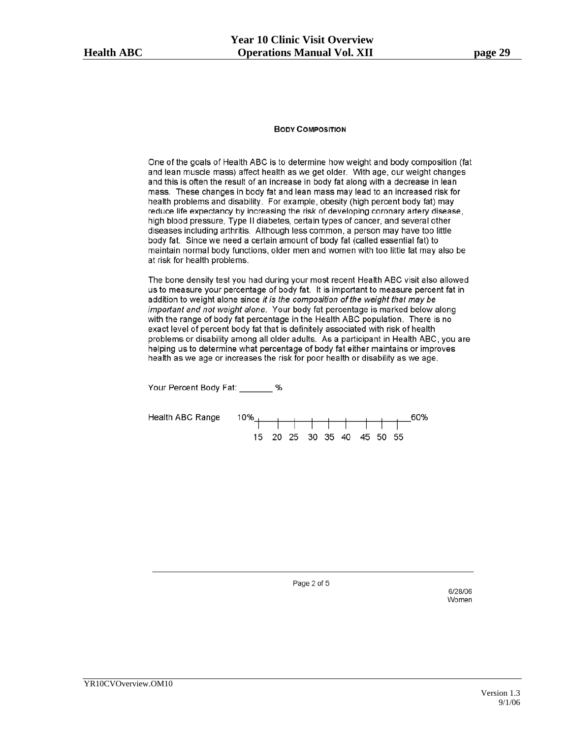## BODY COMPOSITION

One of the goals of Health ABC is to determine how weight and body composition (fat and lean muscle mass) affect health as we get older. With age, our weight changes and this is often the result of an increase in body fat along with a decrease in lean mass. These changes in body fat and lean mass may lead to an increased risk for health problems and disability. For example, obesity (high percent body fat) may reduce life expectancy by increasing the risk of developing coronary artery disease, high blood pressure, Type II diabetes, certain types of cancer, and several other diseases including arthritis. Although less common, a person may have too little body fat. Since we need a certain amount of body fat (called essential fat) to maintain normal body functions, older men and women with too little fat may also be at risk for health problems.

The bone density test you had during your most recent Health ABC visit also allowed us to measure your percentage of body fat. It is important to measure percent fat in addition to weight alone since *it is the composition of the weight that may be important and not weight alone*. Your body fat percentage is marked below along with the range of body fat percentage in the Health ABC population. There is no exact level of percent body fat that is definitely associated with risk of health problems or disability among all older adults. As a participant in Health ABC, you are helping us to determine what percentage of body fat either maintains or improves health as we age or increases the risk for poor health or disability as we age.

Your Percent Body Fat: _______ %

Health ABC Range 10% ——|——|——|——|——|——|——|——|——|—— 60%
15 20 25 30 35 40 45 50 55

6/28/06
Women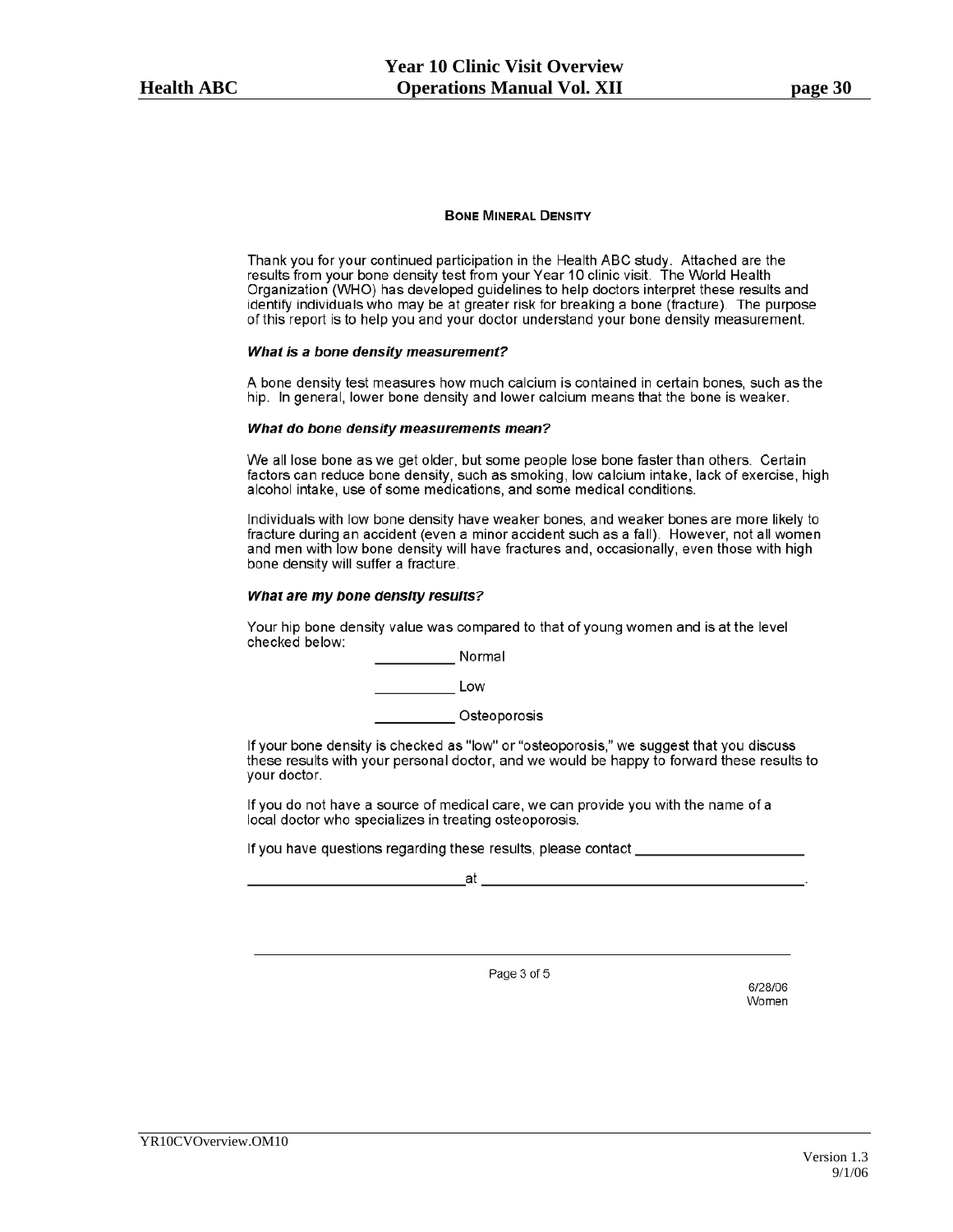## BONE MINERAL DENSITY

Thank you for your continued participation in the Health ABC study. Attached are the results from your bone density test from your Year 10 clinic visit. The World Health Organization (WHO) has developed guidelines to help doctors interpret these results and identify individuals who may be at greater risk for breaking a bone (fracture). The purpose of this report is to help you and your doctor understand your bone density measurement.

***What is a bone density measurement?***

A bone density test measures how much calcium is contained in certain bones, such as the hip. In general, lower bone density and lower calcium means that the bone is weaker.

***What do bone density measurements mean?***

We all lose bone as we get older, but some people lose bone faster than others. Certain factors can reduce bone density, such as smoking, low calcium intake, lack of exercise, high alcohol intake, use of some medications, and some medical conditions.

Individuals with low bone density have weaker bones, and weaker bones are more likely to fracture during an accident (even a minor accident such as a fall). However, not all women and men with low bone density will have fractures and, occasionally, even those with high bone density will suffer a fracture.

***What are my bone density results?***

Your hip bone density value was compared to that of young women and is at the level checked below:

__________ Normal

__________ Low

__________ Osteoporosis

If your bone density is checked as "low" or "osteoporosis," we suggest that you discuss these results with your personal doctor, and we would be happy to forward these results to your doctor.

If you do not have a source of medical care, we can provide you with the name of a local doctor who specializes in treating osteoporosis.

If you have questions regarding these results, please contact ______________________

____________________________at ___________________________________________.

Page 3 of 5

6/28/06
Women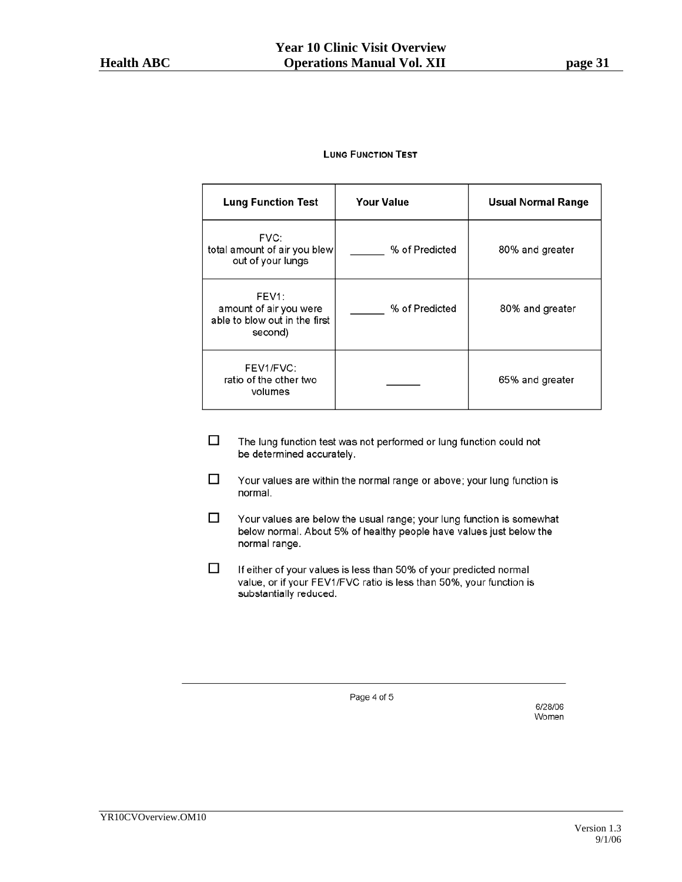## LUNG FUNCTION TEST

| Lung Function Test | Your Value | Usual Normal Range |
|---|---|---|
| FVC: total amount of air you blew out of your lungs | ______ % of Predicted | 80% and greater |
| FEV1: amount of air you were able to blow out in the first second) | ______ % of Predicted | 80% and greater |
| FEV1/FVC: ratio of the other two volumes | ______ | 65% and greater |

- ☐ The lung function test was not performed or lung function could not be determined accurately.
- ☐ Your values are within the normal range or above; your lung function is normal.
- ☐ Your values are below the usual range; your lung function is somewhat below normal. About 5% of healthy people have values just below the normal range.
- ☐ If either of your values is less than 50% of your predicted normal value, or if your FEV1/FVC ratio is less than 50%, your function is substantially reduced.

6/28/06
Women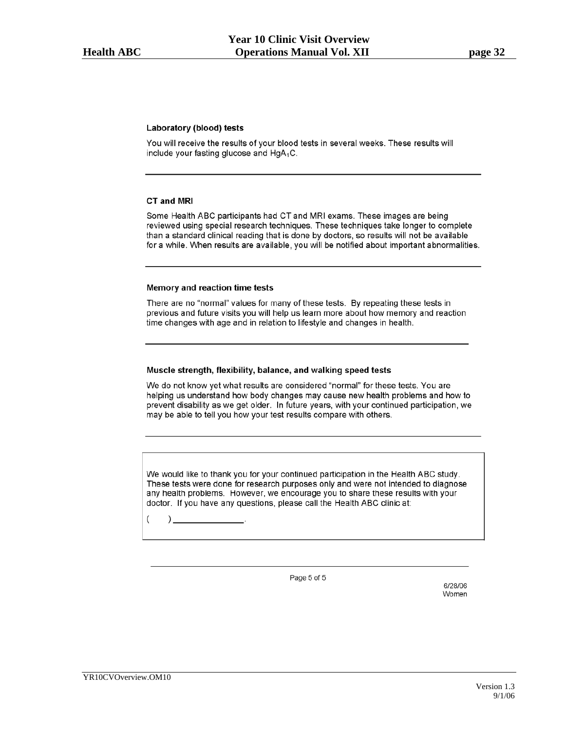**Laboratory (blood) tests**

You will receive the results of your blood tests in several weeks. These results will include your fasting glucose and $HgA_1C$.

---

**CT and MRI**

Some Health ABC participants had CT and MRI exams. These images are being reviewed using special research techniques. These techniques take longer to complete than a standard clinical reading that is done by doctors, so results will not be available for a while. When results are available, you will be notified about important abnormalities.

---

**Memory and reaction time tests**

There are no "normal" values for many of these tests. By repeating these tests in previous and future visits you will help us learn more about how memory and reaction time changes with age and in relation to lifestyle and changes in health.

---

**Muscle strength, flexibility, balance, and walking speed tests**

We do not know yet what results are considered "normal" for these tests. You are helping us understand how body changes may cause new health problems and how to prevent disability as we get older. In future years, with your continued participation, we may be able to tell you how your test results compare with others.

---

We would like to thank you for your continued participation in the Health ABC study. These tests were done for research purposes only and were not intended to diagnose any health problems. However, we encourage you to share these results with your doctor. If you have any questions, please call the Health ABC clinic at:

(    ) _______________.

6/28/06
Women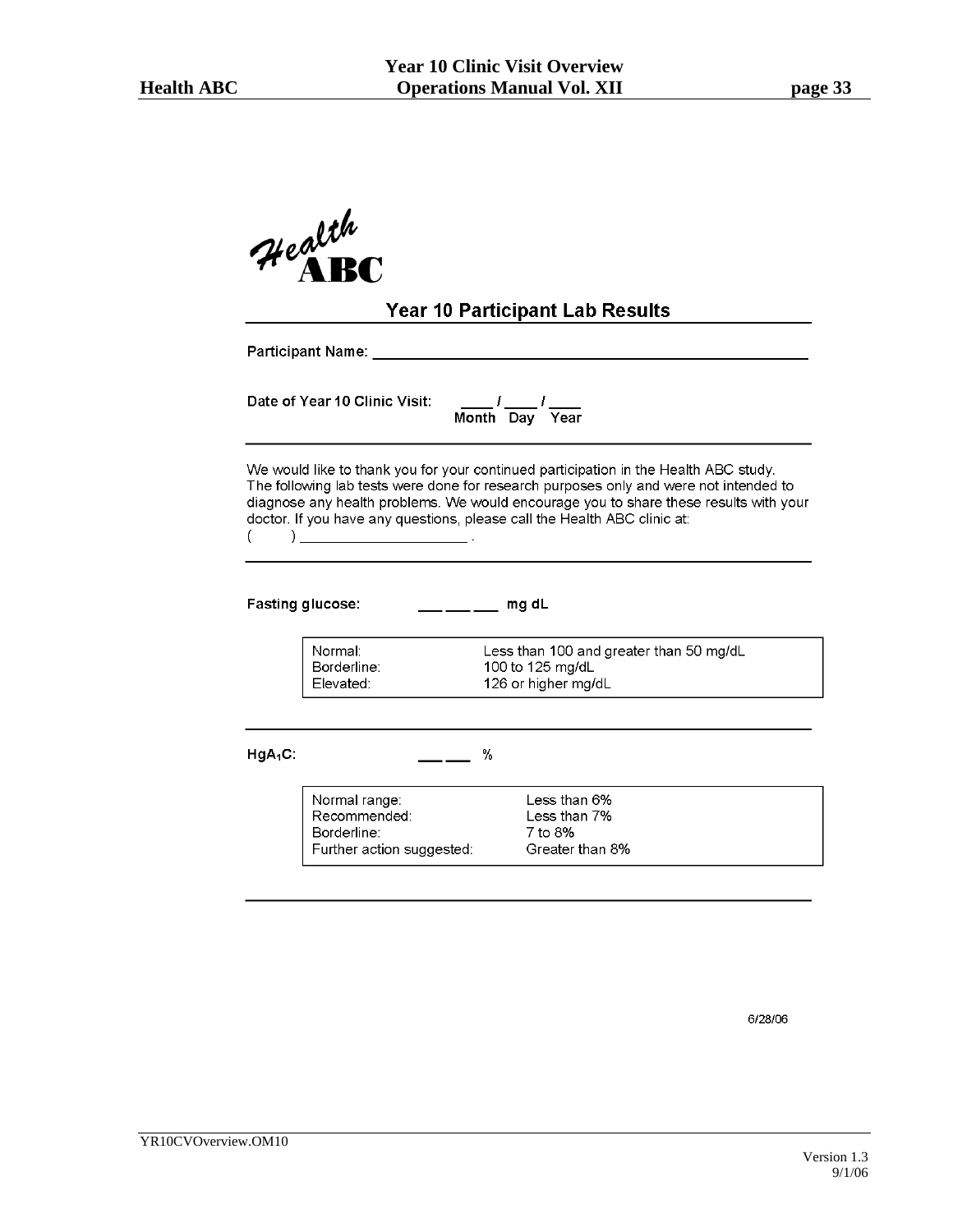Health ABC

## Year 10 Participant Lab Results

Participant Name: ______________________________________________

Date of Year 10 Clinic Visit: ____ / ____ / ____
Month Day Year

We would like to thank you for your continued participation in the Health ABC study. The following lab tests were done for research purposes only and were not intended to diagnose any health problems. We would encourage you to share these results with your doctor. If you have any questions, please call the Health ABC clinic at: (    ) ____________________ .

**Fasting glucose:** ___ ___ ___ mg dL

| | |
|---|---|
| Normal: | Less than 100 and greater than 50 mg/dL |
| Borderline: | 100 to 125 mg/dL |
| Elevated: | 126 or higher mg/dL |

**$HgA_1C$:** ___ ___ %

| | |
|---|---|
| Normal range: | Less than 6% |
| Recommended: | Less than 7% |
| Borderline: | 7 to 8% |
| Further action suggested: | Greater than 8% |

6/28/06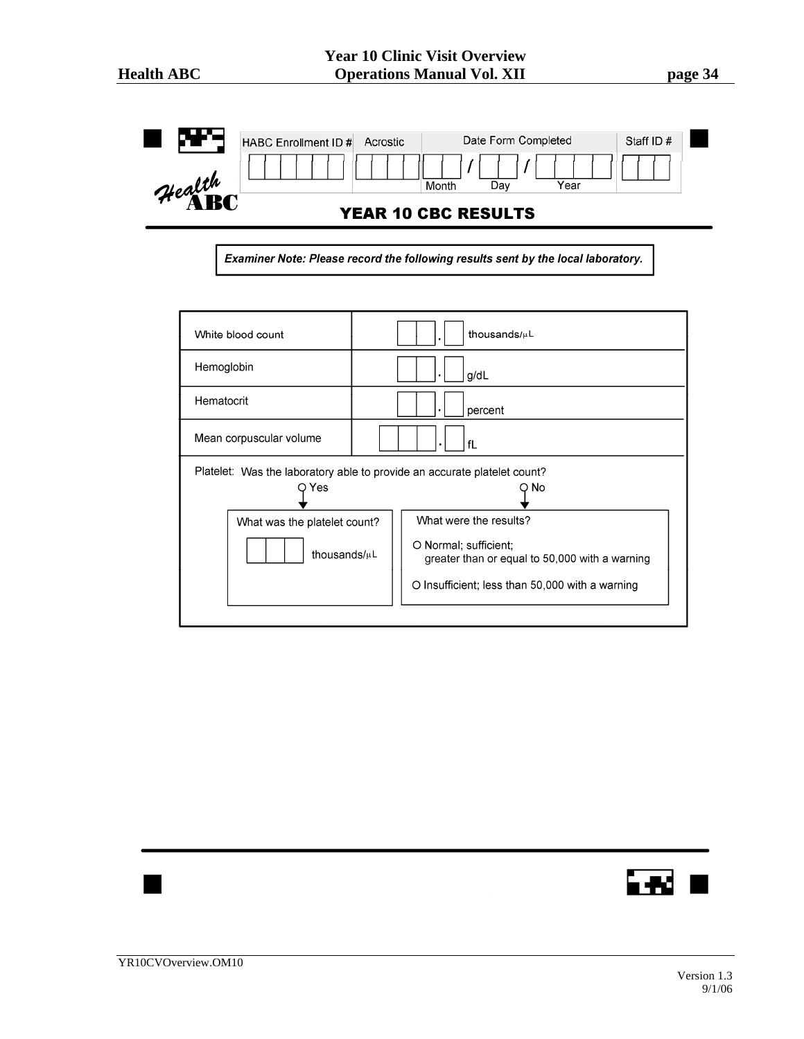| HABC Enrollment ID # | Acrostic | Date Form Completed | Staff ID # |
|---|---|---|---|
| | | Month / Day / Year | |

## YEAR 10 CBC RESULTS

***Examiner Note: Please record the following results sent by the local laboratory.***

| | |
|---|---|
| White blood count | __ __ . __ thousands/µL |
| Hemoglobin | __ __ . __ g/dL |
| Hematocrit | __ __ . __ percent |
| Mean corpuscular volume | __ __ __ . __ fL |

Platelet: Was the laboratory able to provide an accurate platelet count?

- ○ Yes
  - What was the platelet count?
  - __ __ __ thousands/µL
- ○ No
  - What were the results?
  - ○ Normal; sufficient; greater than or equal to 50,000 with a warning
  - ○ Insufficient; less than 50,000 with a warning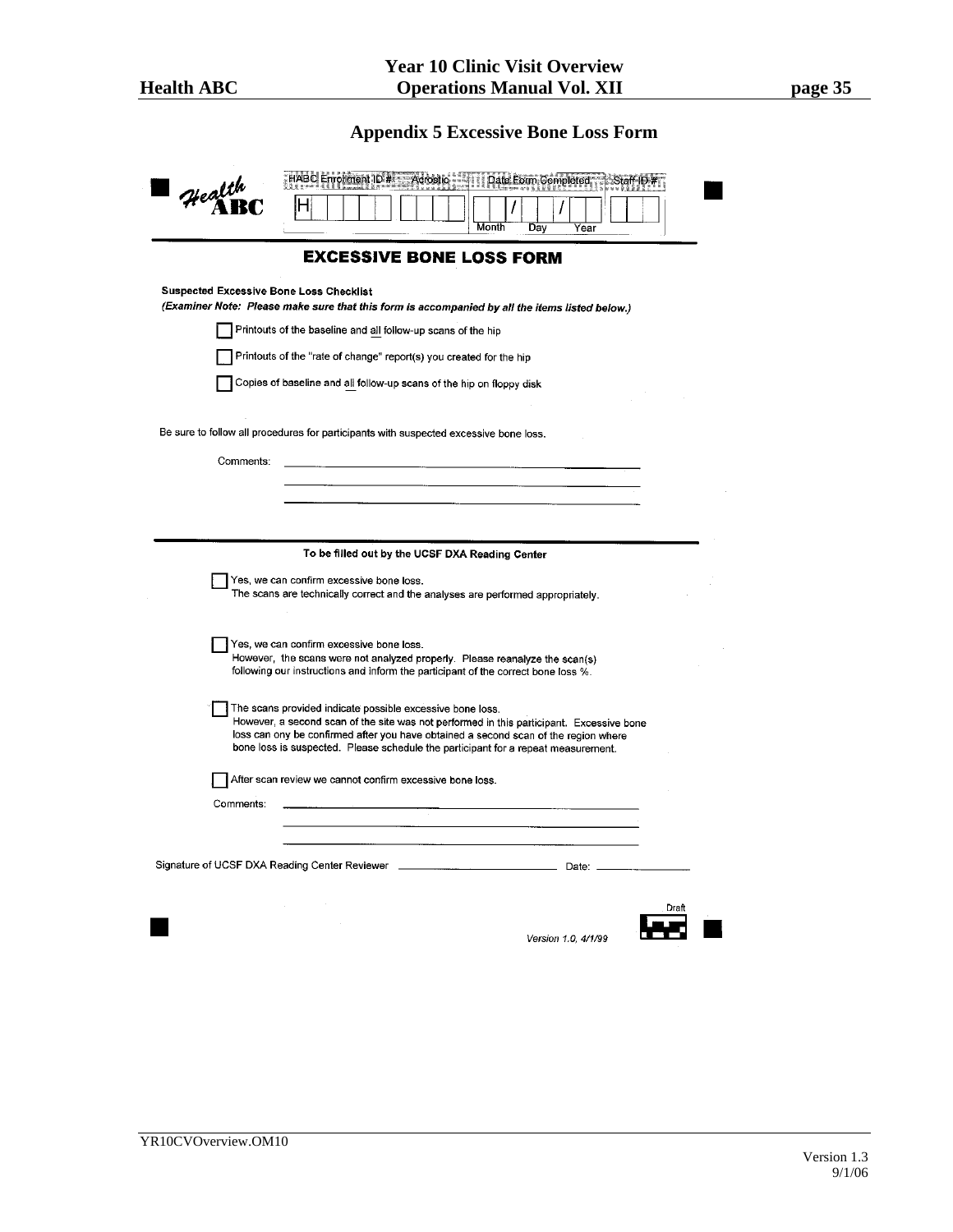## Appendix 5 Excessive Bone Loss Form

Health ABC

| HABC Enrollment ID # | Acrostic | Date Form Completed | Staff ID # |
|---|---|---|---|
| H | | ___ / ___ / ___ (Month Day Year) | |

# EXCESSIVE BONE LOSS FORM

**Suspected Excessive Bone Loss Checklist**

***(Examiner Note: Please make sure that this form is accompanied by all the items listed below.)***

- ☐ Printouts of the baseline and all follow-up scans of the hip
- ☐ Printouts of the "rate of change" report(s) you created for the hip
- ☐ Copies of baseline and all follow-up scans of the hip on floppy disk

Be sure to follow all procedures for participants with suspected excessive bone loss.

Comments: ______________________________________________

______________________________________________

______________________________________________

---

**To be filled out by the UCSF DXA Reading Center**

- ☐ Yes, we can confirm excessive bone loss.
  The scans are technically correct and the analyses are performed appropriately.

- ☐ Yes, we can confirm excessive bone loss.
  However, the scans were not analyzed properly. Please reanalyze the scan(s) following our instructions and inform the participant of the correct bone loss %.

- ☐ The scans provided indicate possible excessive bone loss.
  However, a second scan of the site was not performed in this participant. Excessive bone loss can ony be confirmed after you have obtained a second scan of the region where bone loss is suspected. Please schedule the participant for a repeat measurement.

- ☐ After scan review we cannot confirm excessive bone loss.

Comments: ______________________________________________

______________________________________________

______________________________________________

Signature of UCSF DXA Reading Center Reviewer ____________________ Date: ____________

Draft

Version 1.0, 4/1/99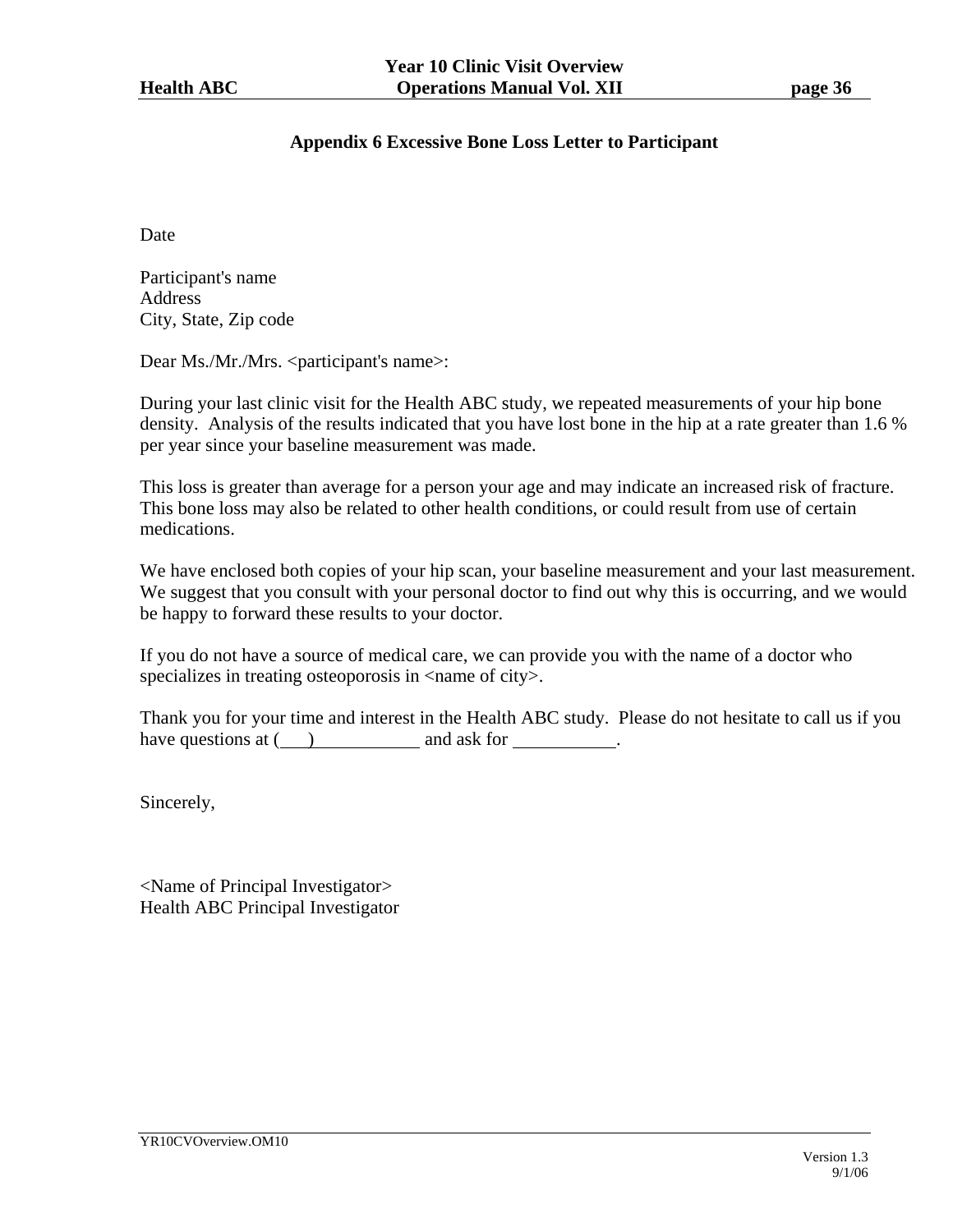## Appendix 6 Excessive Bone Loss Letter to Participant

Date

Participant's name
Address
City, State, Zip code

Dear Ms./Mr./Mrs. <participant's name>:

During your last clinic visit for the Health ABC study, we repeated measurements of your hip bone density. Analysis of the results indicated that you have lost bone in the hip at a rate greater than 1.6 % per year since your baseline measurement was made.

This loss is greater than average for a person your age and may indicate an increased risk of fracture. This bone loss may also be related to other health conditions, or could result from use of certain medications.

We have enclosed both copies of your hip scan, your baseline measurement and your last measurement. We suggest that you consult with your personal doctor to find out why this is occurring, and we would be happy to forward these results to your doctor.

If you do not have a source of medical care, we can provide you with the name of a doctor who specializes in treating osteoporosis in <name of city>.

Thank you for your time and interest in the Health ABC study. Please do not hesitate to call us if you have questions at (\_\_\_)\_\_\_\_\_\_\_\_\_\_ and ask for \_\_\_\_\_\_\_\_\_\_.

Sincerely,

<Name of Principal Investigator>
Health ABC Principal Investigator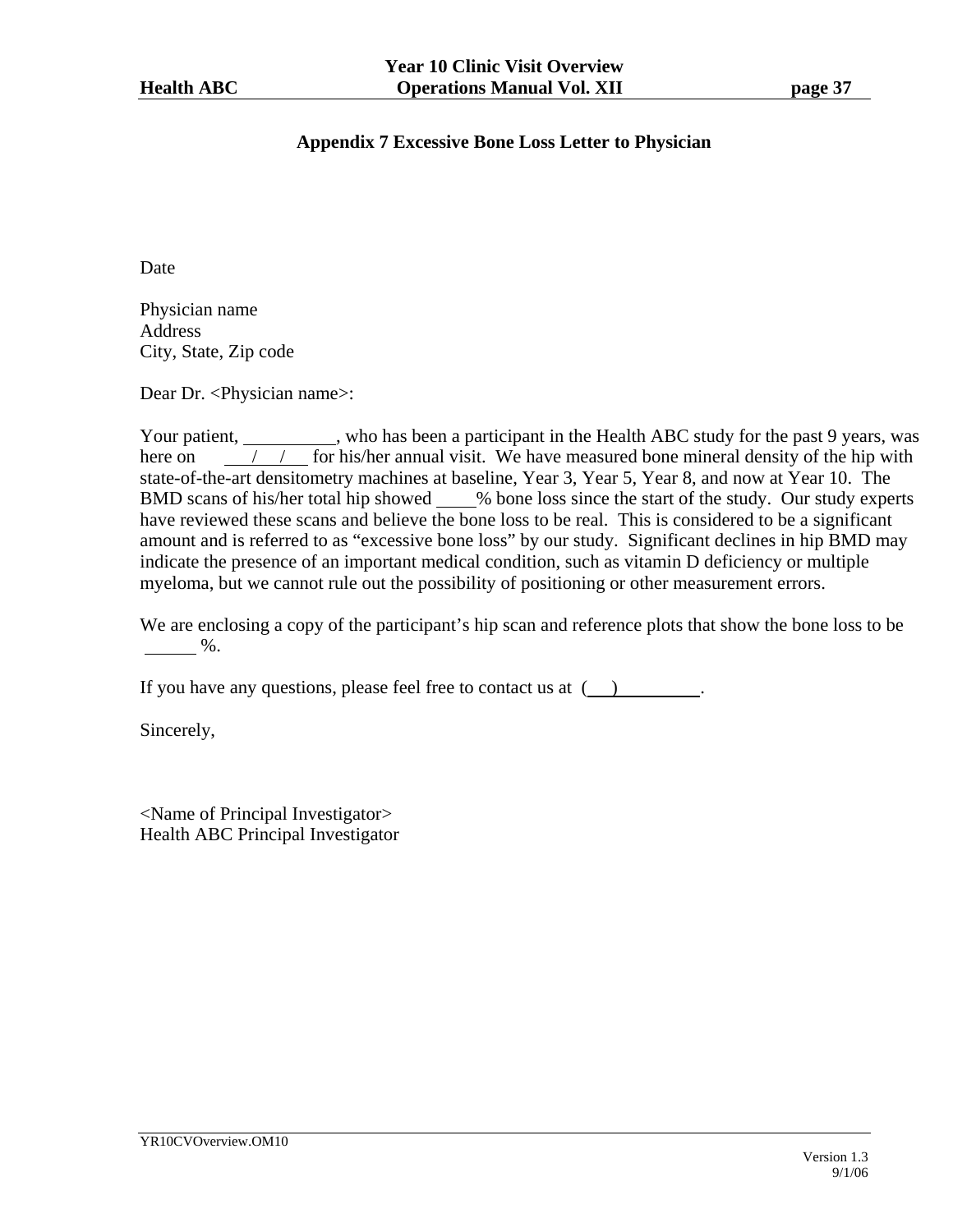## Appendix 7 Excessive Bone Loss Letter to Physician

Date

Physician name
Address
City, State, Zip code

Dear Dr. <Physician name>:

Your patient, __________, who has been a participant in the Health ABC study for the past 9 years, was here on ___/___/___ for his/her annual visit. We have measured bone mineral density of the hip with state-of-the-art densitometry machines at baseline, Year 3, Year 5, Year 8, and now at Year 10. The BMD scans of his/her total hip showed ____% bone loss since the start of the study. Our study experts have reviewed these scans and believe the bone loss to be real. This is considered to be a significant amount and is referred to as "excessive bone loss" by our study. Significant declines in hip BMD may indicate the presence of an important medical condition, such as vitamin D deficiency or multiple myeloma, but we cannot rule out the possibility of positioning or other measurement errors.

We are enclosing a copy of the participant's hip scan and reference plots that show the bone loss to be ______%.

If you have any questions, please feel free to contact us at (___)__________.

Sincerely,

<Name of Principal Investigator>
Health ABC Principal Investigator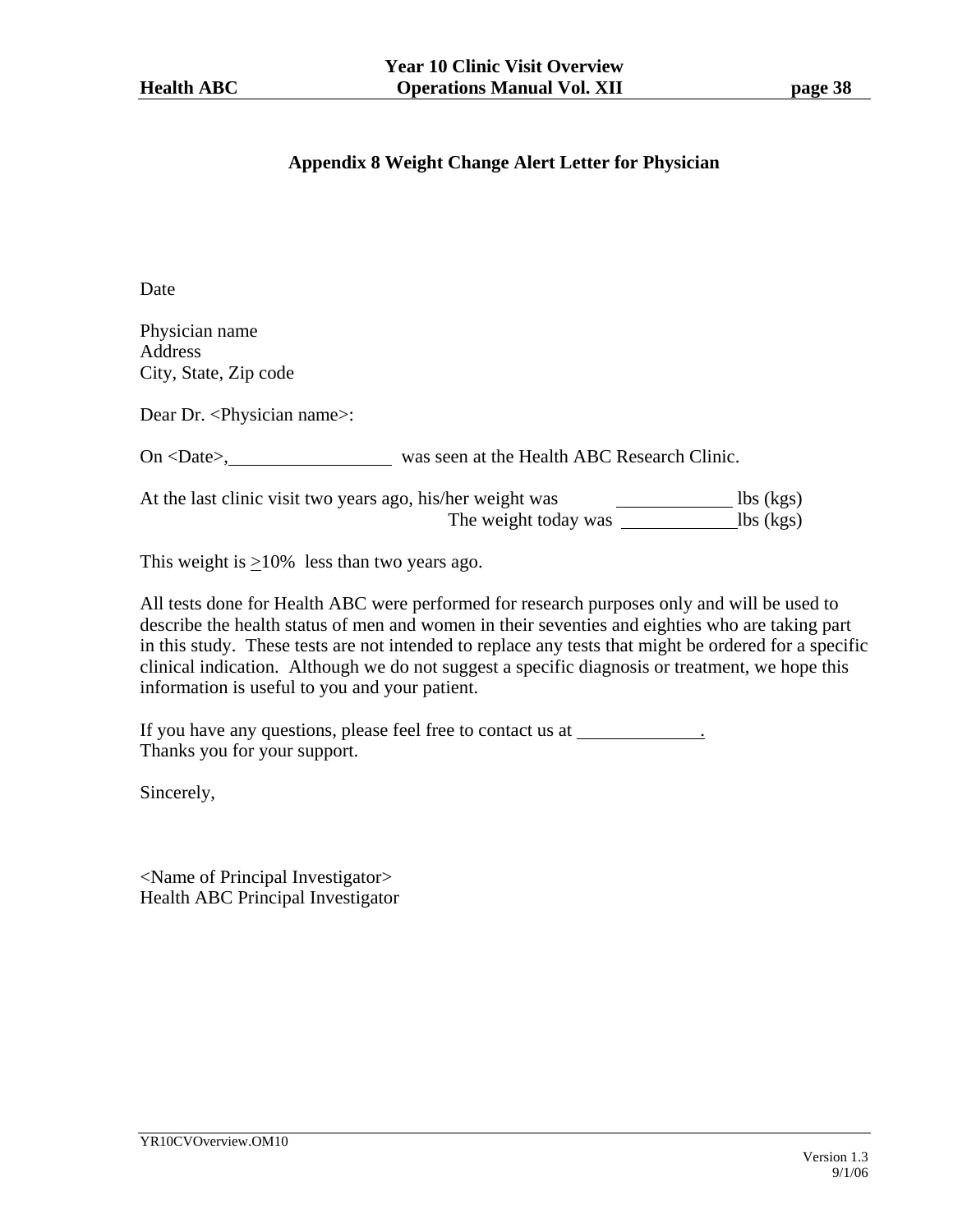## Appendix 8 Weight Change Alert Letter for Physician

Date

Physician name
Address
City, State, Zip code

Dear Dr. <Physician name>:

On <Date>, \_\_\_\_\_\_\_\_\_\_\_\_\_\_\_\_\_\_ was seen at the Health ABC Research Clinic.

At the last clinic visit two years ago, his/her weight was \_\_\_\_\_\_\_\_\_\_\_\_ lbs (kgs)
The weight today was \_\_\_\_\_\_\_\_\_\_\_\_ lbs (kgs)

This weight is $\geq$10% less than two years ago.

All tests done for Health ABC were performed for research purposes only and will be used to describe the health status of men and women in their seventies and eighties who are taking part in this study. These tests are not intended to replace any tests that might be ordered for a specific clinical indication. Although we do not suggest a specific diagnosis or treatment, we hope this information is useful to you and your patient.

If you have any questions, please feel free to contact us at \_\_\_\_\_\_\_\_\_\_\_\_\_.
Thanks you for your support.

Sincerely,

<Name of Principal Investigator>
Health ABC Principal Investigator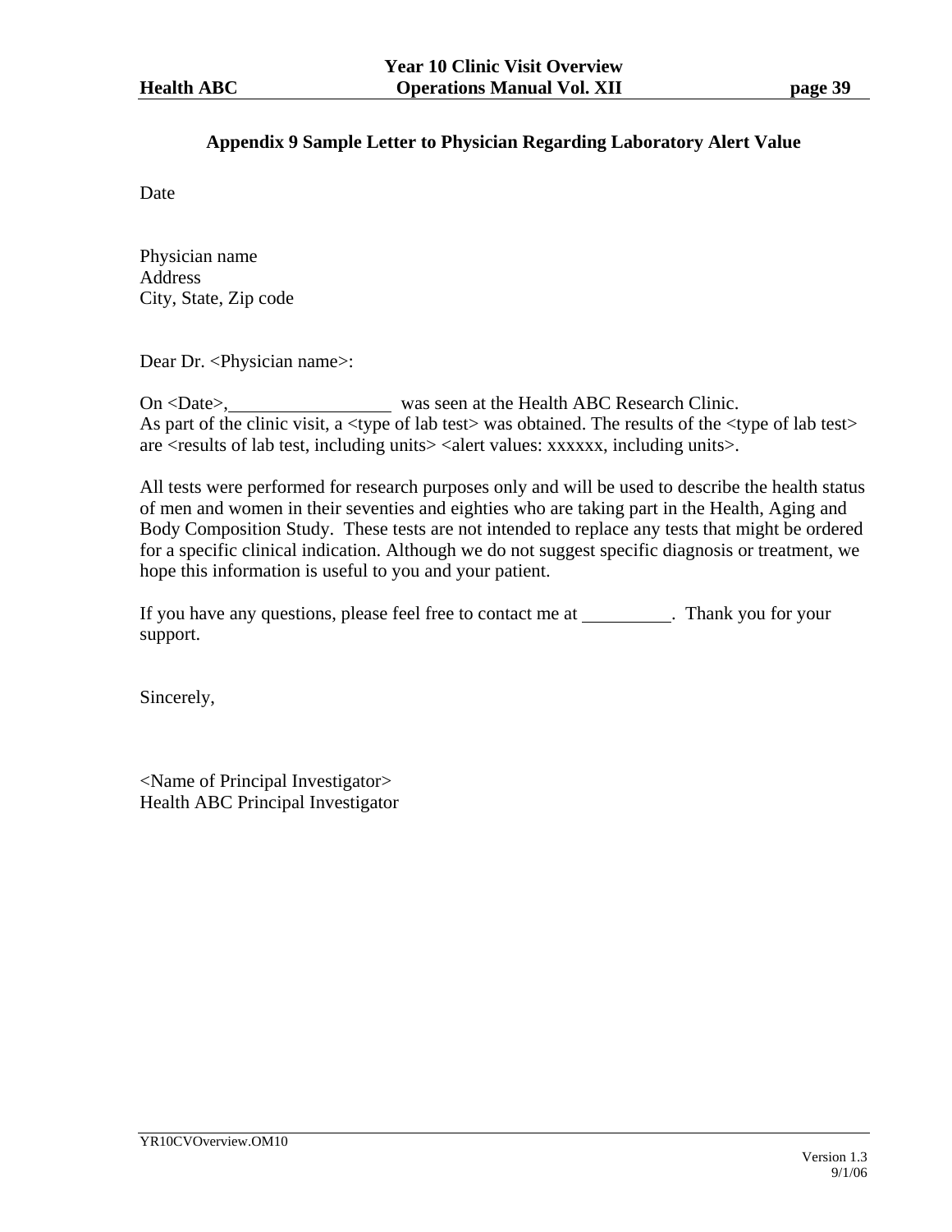## Appendix 9 Sample Letter to Physician Regarding Laboratory Alert Value

Date

Physician name  
Address  
City, State, Zip code

Dear Dr. <Physician name>:

On <Date>,__________________ was seen at the Health ABC Research Clinic. As part of the clinic visit, a <type of lab test> was obtained. The results of the <type of lab test> are <results of lab test, including units> <alert values: xxxxxx, including units>.

All tests were performed for research purposes only and will be used to describe the health status of men and women in their seventies and eighties who are taking part in the Health, Aging and Body Composition Study. These tests are not intended to replace any tests that might be ordered for a specific clinical indication. Although we do not suggest specific diagnosis or treatment, we hope this information is useful to you and your patient.

If you have any questions, please feel free to contact me at __________. Thank you for your support.

Sincerely,

<Name of Principal Investigator>  
Health ABC Principal Investigator